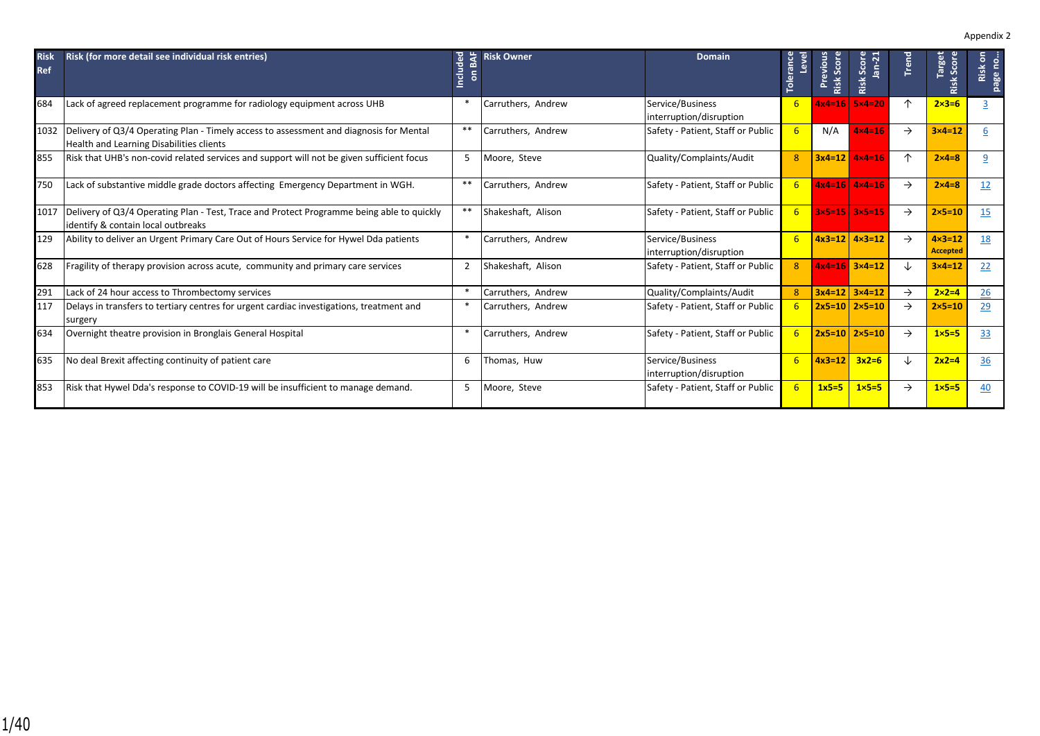Appendix 2

| Risk Ref | Risk (for more detail see individual risk entries) | Included on BAF | Risk Owner | Domain | Tolerance Level | Previous Risk Score | Risk Score Jan-21 | Trend | Target Risk Score | Risk on page no… |
|---|---|---|---|---|---|---|---|---|---|---|
| 684 | Lack of agreed replacement programme for radiology equipment across UHB | * | Carruthers, Andrew | Service/Business interruption/disruption | 6 | 4x4=16 | 5×4=20 | ↑ | 2×3=6 | 3 |
| 1032 | Delivery of Q3/4 Operating Plan - Timely access to assessment and diagnosis for Mental Health and Learning Disabilities clients | ** | Carruthers, Andrew | Safety - Patient, Staff or Public | 6 | N/A | 4×4=16 | → | 3×4=12 | 6 |
| 855 | Risk that UHB's non-covid related services and support will not be given sufficient focus | 5 | Moore, Steve | Quality/Complaints/Audit | 8 | 3x4=12 | 4×4=16 | ↑ | 2×4=8 | 9 |
| 750 | Lack of substantive middle grade doctors affecting Emergency Department in WGH. | ** | Carruthers, Andrew | Safety - Patient, Staff or Public | 6 | 4x4=16 | 4×4=16 | → | 2×4=8 | 12 |
| 1017 | Delivery of Q3/4 Operating Plan - Test, Trace and Protect Programme being able to quickly identify & contain local outbreaks | ** | Shakeshaft, Alison | Safety - Patient, Staff or Public | 6 | 3x5=15 | 3x5=15 | → | 2×5=10 | 15 |
| 129 | Ability to deliver an Urgent Primary Care Out of Hours Service for Hywel Dda patients | * | Carruthers, Andrew | Service/Business interruption/disruption | 6 | 4x3=12 | 4×3=12 | → | 4×3=12 Accepted | 18 |
| 628 | Fragility of therapy provision across acute, community and primary care services | 2 | Shakeshaft, Alison | Safety - Patient, Staff or Public | 8 | 4x4=16 | 3×4=12 | ↓ | 3×4=12 | 22 |
| 291 | Lack of 24 hour access to Thrombectomy services | * | Carruthers, Andrew | Quality/Complaints/Audit | 8 | 3x4=12 | 3×4=12 | → | 2×2=4 | 26 |
| 117 | Delays in transfers to tertiary centres for urgent cardiac investigations, treatment and surgery | * | Carruthers, Andrew | Safety - Patient, Staff or Public | 6 | 2x5=10 | 2×5=10 | → | 2×5=10 | 29 |
| 634 | Overnight theatre provision in Bronglais General Hospital | * | Carruthers, Andrew | Safety - Patient, Staff or Public | 6 | 2x5=10 | 2×5=10 | → | 1×5=5 | 33 |
| 635 | No deal Brexit affecting continuity of patient care | 6 | Thomas, Huw | Service/Business interruption/disruption | 6 | 4x3=12 | 3x2=6 | ↓ | 2x2=4 | 36 |
| 853 | Risk that Hywel Dda's response to COVID-19 will be insufficient to manage demand. | 5 | Moore, Steve | Safety - Patient, Staff or Public | 6 | 1x5=5 | 1×5=5 | → | 1×5=5 | 40 |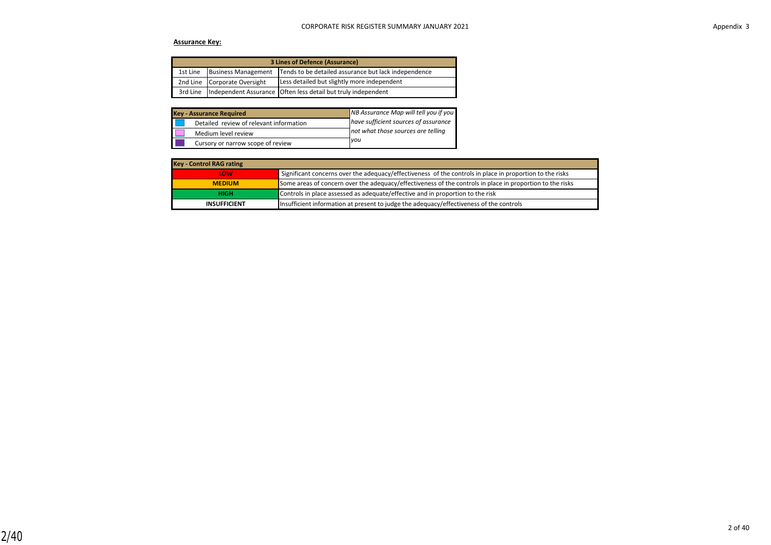CORPORATE RISK REGISTER SUMMARY JANUARY 2021

Appendix 3

**Assurance Key:**

| 3 Lines of Defence (Assurance) | | |
|---|---|---|
| 1st Line | Business Management | Tends to be detailed assurance but lack independence |
| 2nd Line | Corporate Oversight | Less detailed but slightly more independent |
| 3rd Line | Independent Assurance | Often less detail but truly independent |

| Key - Assurance Required | | *NB Assurance Map will tell you if you have sufficient sources of assurance not what those sources are telling you* |
|---|---|---|
| (blue) | Detailed review of relevant information | |
| (pink) | Medium level review | |
| (purple) | Cursory or narrow scope of review | |

| Key - Control RAG rating | |
|---|---|
| LOW | Significant concerns over the adequacy/effectiveness of the controls in place in proportion to the risks |
| MEDIUM | Some areas of concern over the adequacy/effectiveness of the controls in place in proportion to the risks |
| HIGH | Controls in place assessed as adequate/effective and in proportion to the risk |
| INSUFFICIENT | Insufficient information at present to judge the adequacy/effectiveness of the controls |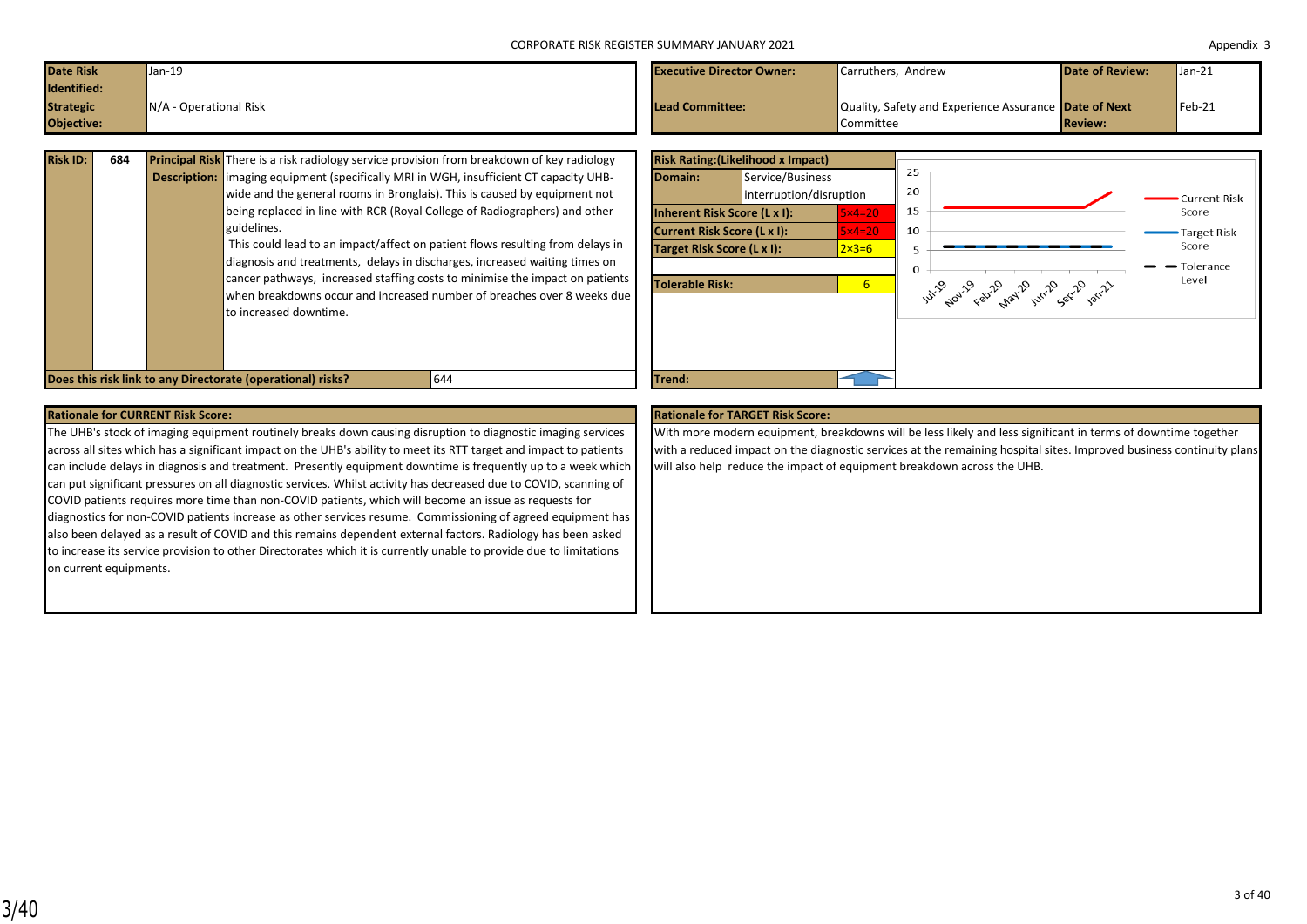CORPORATE RISK REGISTER SUMMARY JANUARY 2021

Appendix 3

| | | | | | |
|---|---|---|---|---|---|
| **Date Risk Identified:** | Jan-19 | **Executive Director Owner:** | Carruthers, Andrew | **Date of Review:** | Jan-21 |
| **Strategic Objective:** | N/A - Operational Risk | **Lead Committee:** | Quality, Safety and Experience Assurance Committee | **Date of Next Review:** | Feb-21 |

| | | | |
|---|---|---|---|
| **Risk ID:** | 684 | **Principal Risk Description:** | There is a risk radiology service provision from breakdown of key radiology imaging equipment (specifically MRI in WGH, insufficient CT capacity UHB-wide and the general rooms in Bronglais). This is caused by equipment not being replaced in line with RCR (Royal College of Radiographers) and other guidelines. This could lead to an impact/affect on patient flows resulting from delays in diagnosis and treatments, delays in discharges, increased waiting times on cancer pathways, increased staffing costs to minimise the impact on patients when breakdowns occur and increased number of breaches over 8 weeks due to increased downtime. |
| **Does this risk link to any Directorate (operational) risks?** | | | 644 |

| **Risk Rating:(Likelihood x Impact)** | |
|---|---|
| **Domain:** | Service/Business interruption/disruption |
| **Inherent Risk Score (L x I):** | 5×4=20 |
| **Current Risk Score (L x I):** | 5×4=20 |
| **Target Risk Score (L x I):** | 2×3=6 |
| **Tolerable Risk:** | 6 |
| **Trend:** | |

Chart: Current Risk Score, Target Risk Score, Tolerance Level (Jul-19 to Jan-21)

**Rationale for CURRENT Risk Score:**

The UHB's stock of imaging equipment routinely breaks down causing disruption to diagnostic imaging services across all sites which has a significant impact on the UHB's ability to meet its RTT target and impact to patients can include delays in diagnosis and treatment. Presently equipment downtime is frequently up to a week which can put significant pressures on all diagnostic services. Whilst activity has decreased due to COVID, scanning of COVID patients requires more time than non-COVID patients, which will become an issue as requests for diagnostics for non-COVID patients increase as other services resume. Commissioning of agreed equipment has also been delayed as a result of COVID and this remains dependent external factors. Radiology has been asked to increase its service provision to other Directorates which it is currently unable to provide due to limitations on current equipments.

**Rationale for TARGET Risk Score:**

With more modern equipment, breakdowns will be less likely and less significant in terms of downtime together with a reduced impact on the diagnostic services at the remaining hospital sites. Improved business continuity plans will also help reduce the impact of equipment breakdown across the UHB.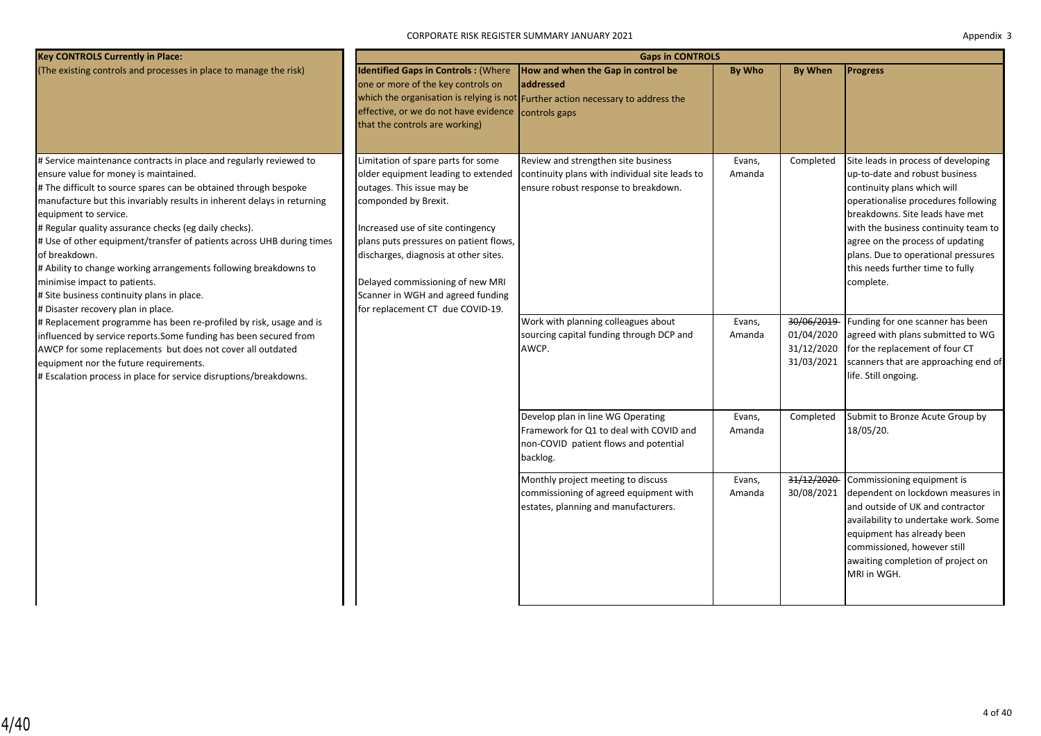CORPORATE RISK REGISTER SUMMARY JANUARY 2021

Appendix 3

| Key CONTROLS Currently in Place: | Gaps in CONTROLS | | | | |
|---|---|---|---|---|---|
| (The existing controls and processes in place to manage the risk) | **Identified Gaps in Controls :** (Where one or more of the key controls on which the organisation is relying is not effective, or we do not have evidence that the controls are working) | **How and when the Gap in control be addressed** Further action necessary to address the controls gaps | **By Who** | **By When** | **Progress** |
| # Service maintenance contracts in place and regularly reviewed to ensure value for money is maintained.<br># The difficult to source spares can be obtained through bespoke manufacture but this invariably results in inherent delays in returning equipment to service.<br># Regular quality assurance checks (eg daily checks).<br># Use of other equipment/transfer of patients across UHB during times of breakdown.<br># Ability to change working arrangements following breakdowns to minimise impact to patients.<br># Site business continuity plans in place.<br># Disaster recovery plan in place.<br># Replacement programme has been re-profiled by risk, usage and is influenced by service reports.Some funding has been secured from AWCP for some replacements but does not cover all outdated equipment nor the future requirements.<br># Escalation process in place for service disruptions/breakdowns. | Limitation of spare parts for some older equipment leading to extended outages. This issue may be componded by Brexit.<br><br>Increased use of site contingency plans puts pressures on patient flows, discharges, diagnosis at other sites.<br><br>Delayed commissioning of new MRI Scanner in WGH and agreed funding for replacement CT due COVID-19. | Review and strengthen site business continuity plans with individual site leads to ensure robust response to breakdown. | Evans, Amanda | Completed | Site leads in process of developing up-to-date and robust business continuity plans which will operationalise procedures following breakdowns. Site leads have met with the business continuity team to agree on the process of updating plans. Due to operational pressures this needs further time to fully complete. |
| | | Work with planning colleagues about sourcing capital funding through DCP and AWCP. | Evans, Amanda | ~~30/06/2019~~<br>01/04/2020<br>31/12/2020<br>31/03/2021 | Funding for one scanner has been agreed with plans submitted to WG for the replacement of four CT scanners that are approaching end of life. Still ongoing. |
| | | Develop plan in line WG Operating Framework for Q1 to deal with COVID and non-COVID patient flows and potential backlog. | Evans, Amanda | Completed | Submit to Bronze Acute Group by 18/05/20. |
| | | Monthly project meeting to discuss commissioning of agreed equipment with estates, planning and manufacturers. | Evans, Amanda | ~~31/12/2020~~<br>30/08/2021 | Commissioning equipment is dependent on lockdown measures in and outside of UK and contractor availability to undertake work. Some equipment has already been commissioned, however still awaiting completion of project on MRI in WGH. |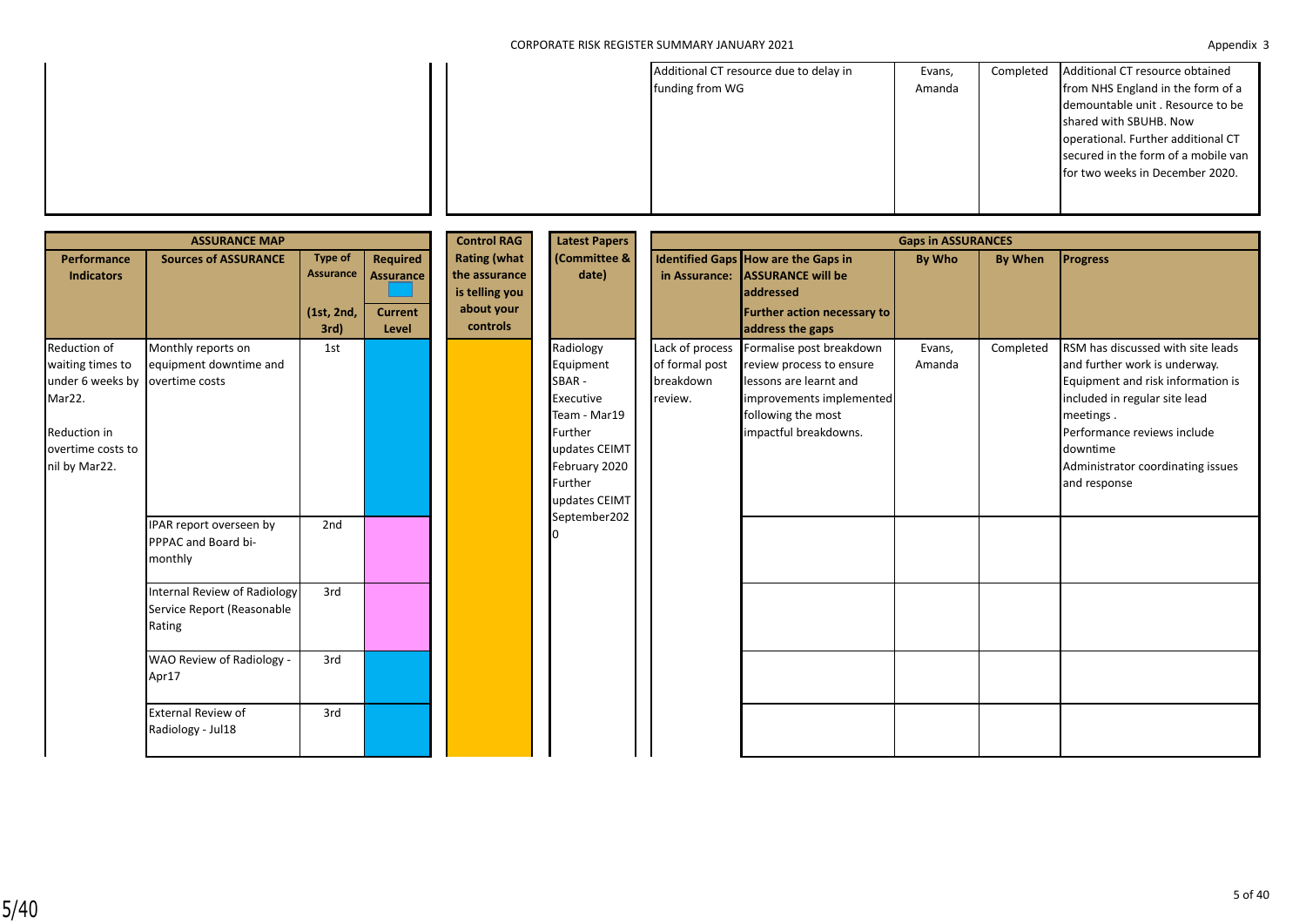| Gaps in Controls | By Who | By When | Progress |
|---|---|---|---|
| Additional CT resource due to delay in funding from WG | Evans, Amanda | Completed | Additional CT resource obtained from NHS England in the form of a demountable unit . Resource to be shared with SBUHB. Now operational. Further additional CT secured in the form of a mobile van for two weeks in December 2020. |

| ASSURANCE MAP | | | | Control RAG Rating (what the assurance is telling you about your controls | Latest Papers (Committee & date) | Gaps in ASSURANCES | | | | |
|---|---|---|---|---|---|---|---|---|---|---|
| Performance Indicators | Sources of ASSURANCE | Type of Assurance (1st, 2nd, 3rd) | Required Assurance / Current Level | | | Identified Gaps in Assurance: | How are the Gaps in ASSURANCE will be addressed / Further action necessary to address the gaps | By Who | By When | Progress |
| Reduction of waiting times to under 6 weeks by Mar22.<br><br>Reduction in overtime costs to nil by Mar22. | Monthly reports on equipment downtime and overtime costs | 1st | | | Radiology Equipment SBAR - Executive Team - Mar19 Further updates CEIMT February 2020 Further updates CEIMT September2020 | Lack of process of formal post breakdown review. | Formalise post breakdown review process to ensure lessons are learnt and improvements implemented following the most impactful breakdowns. | Evans, Amanda | Completed | RSM has discussed with site leads and further work is underway. Equipment and risk information is included in regular site lead meetings .<br>Performance reviews include downtime<br>Administrator coordinating issues and response |
| | IPAR report overseen by PPPAC and Board bi-monthly | 2nd | | | | | | | | |
| | Internal Review of Radiology Service Report (Reasonable Rating | 3rd | | | | | | | | |
| | WAO Review of Radiology - Apr17 | 3rd | | | | | | | | |
| | External Review of Radiology - Jul18 | 3rd | | | | | | | | |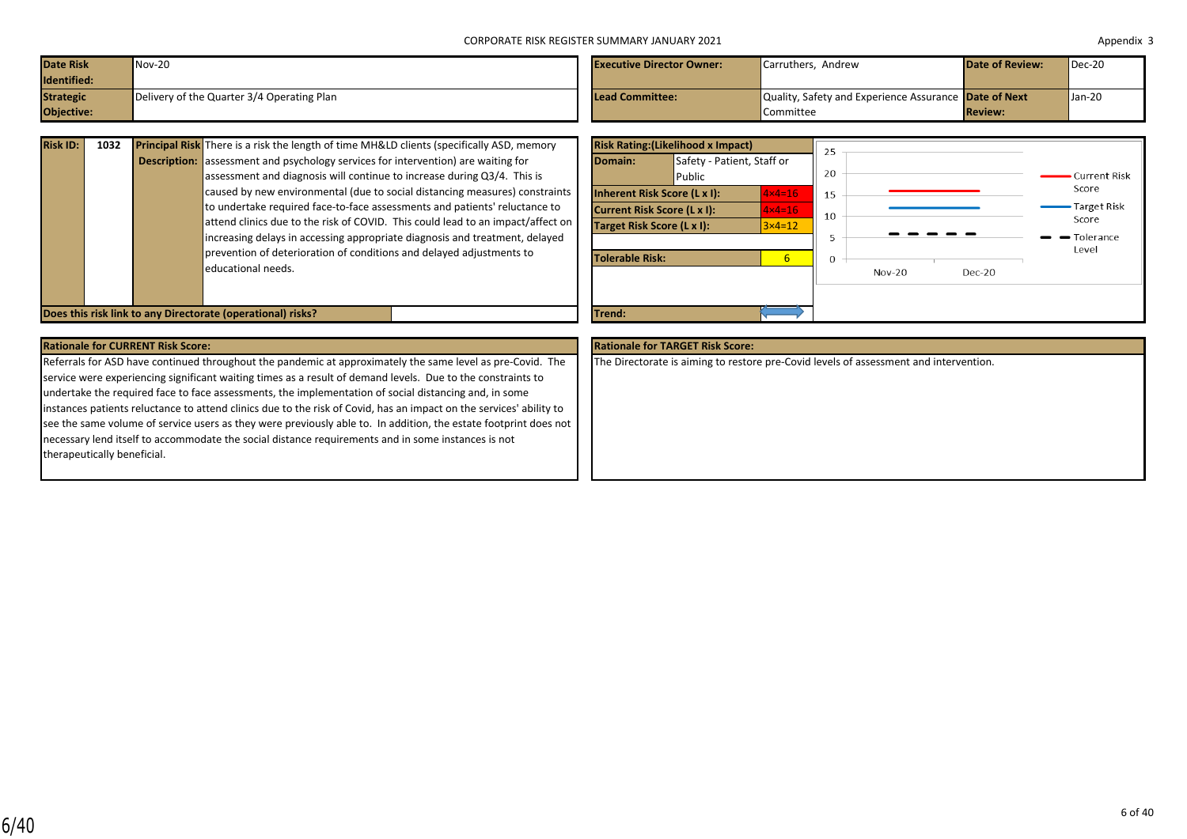CORPORATE RISK REGISTER SUMMARY JANUARY 2021

Appendix 3

| Date Risk Identified: | Nov-20 | Executive Director Owner: | Carruthers, Andrew | Date of Review: | Dec-20 |
|---|---|---|---|---|---|
| Strategic Objective: | Delivery of the Quarter 3/4 Operating Plan | Lead Committee: | Quality, Safety and Experience Assurance Committee | Date of Next Review: | Jan-20 |

| Risk ID: | 1032 | Principal Risk Description: | There is a risk the length of time MH&LD clients (specifically ASD, memory assessment and psychology services for intervention) are waiting for assessment and diagnosis will continue to increase during Q3/4. This is caused by new environmental (due to social distancing measures) constraints to undertake required face-to-face assessments and patients' reluctance to attend clinics due to the risk of COVID. This could lead to an impact/affect on increasing delays in accessing appropriate diagnosis and treatment, delayed prevention of deterioration of conditions and delayed adjustments to educational needs. |
|---|---|---|---|
| Does this risk link to any Directorate (operational) risks? | | | |

| Risk Rating:(Likelihood x Impact) | |
|---|---|
| Domain: | Safety - Patient, Staff or Public |
| Inherent Risk Score (L x I): | 4×4=16 |
| Current Risk Score (L x I): | 4×4=16 |
| Target Risk Score (L x I): | 3×4=12 |
| Tolerable Risk: | 6 |
| Trend: | ⟷ |

| | Nov-20 | Dec-20 |
|---|---|---|
| Current Risk Score | 16 | 16 |
| Target Risk Score | 12 | 12 |
| Tolerance Level | 6 | 6 |

**Rationale for CURRENT Risk Score:**

Referrals for ASD have continued throughout the pandemic at approximately the same level as pre-Covid. The service were experiencing significant waiting times as a result of demand levels. Due to the constraints to undertake the required face to face assessments, the implementation of social distancing and, in some instances patients reluctance to attend clinics due to the risk of Covid, has an impact on the services' ability to see the same volume of service users as they were previously able to. In addition, the estate footprint does not necessary lend itself to accommodate the social distance requirements and in some instances is not therapeutically beneficial.

**Rationale for TARGET Risk Score:**

The Directorate is aiming to restore pre-Covid levels of assessment and intervention.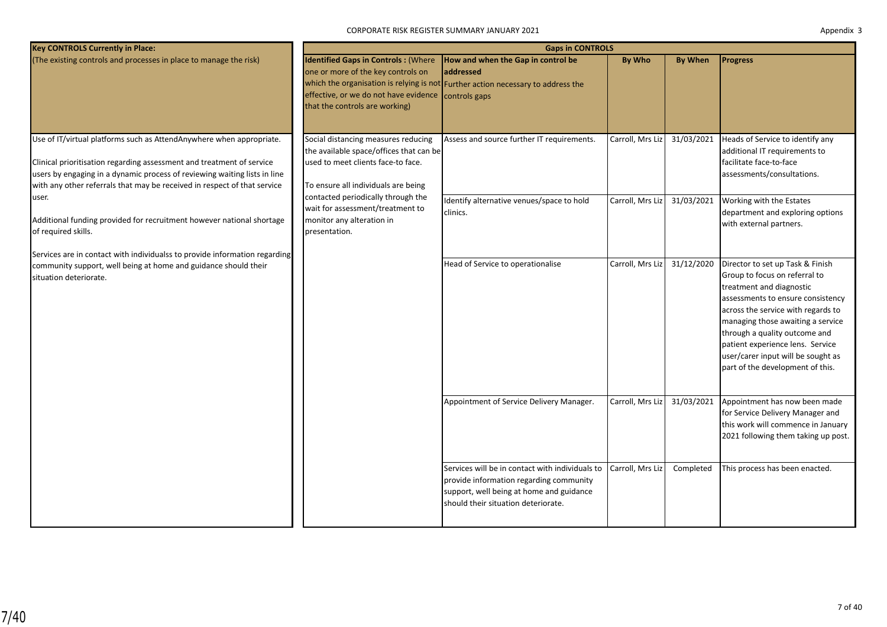CORPORATE RISK REGISTER SUMMARY JANUARY 2021

Appendix 3

| Key CONTROLS Currently in Place: (The existing controls and processes in place to manage the risk) | Gaps in CONTROLS | | | | |
|---|---|---|---|---|---|
| | **Identified Gaps in Controls :** (Where one or more of the key controls on which the organisation is relying is not effective, or we do not have evidence that the controls are working) | **How and when the Gap in control be addressed** Further action necessary to address the controls gaps | **By Who** | **By When** | **Progress** |
| Use of IT/virtual platforms such as AttendAnywhere when appropriate.<br><br>Clinical prioritisation regarding assessment and treatment of service users by engaging in a dynamic process of reviewing waiting lists in line with any other referrals that may be received in respect of that service user.<br><br>Additional funding provided for recruitment however national shortage of required skills.<br><br>Services are in contact with individualss to provide information regarding community support, well being at home and guidance should their situation deteriorate. | Social distancing measures reducing the available space/offices that can be used to meet clients face-to face.<br><br>To ensure all individuals are being contacted periodically through the wait for assessment/treatment to monitor any alteration in presentation. | Assess and source further IT requirements. | Carroll, Mrs Liz | 31/03/2021 | Heads of Service to identify any additional IT requirements to facilitate face-to-face assessments/consultations. |
| | | Identify alternative venues/space to hold clinics. | Carroll, Mrs Liz | 31/03/2021 | Working with the Estates department and exploring options with external partners. |
| | | Head of Service to operationalise | Carroll, Mrs Liz | 31/12/2020 | Director to set up Task & Finish Group to focus on referral to treatment and diagnostic assessments to ensure consistency across the service with regards to managing those awaiting a service through a quality outcome and patient experience lens. Service user/carer input will be sought as part of the development of this. |
| | | Appointment of Service Delivery Manager. | Carroll, Mrs Liz | 31/03/2021 | Appointment has now been made for Service Delivery Manager and this work will commence in January 2021 following them taking up post. |
| | | Services will be in contact with individuals to provide information regarding community support, well being at home and guidance should their situation deteriorate. | Carroll, Mrs Liz | Completed | This process has been enacted. |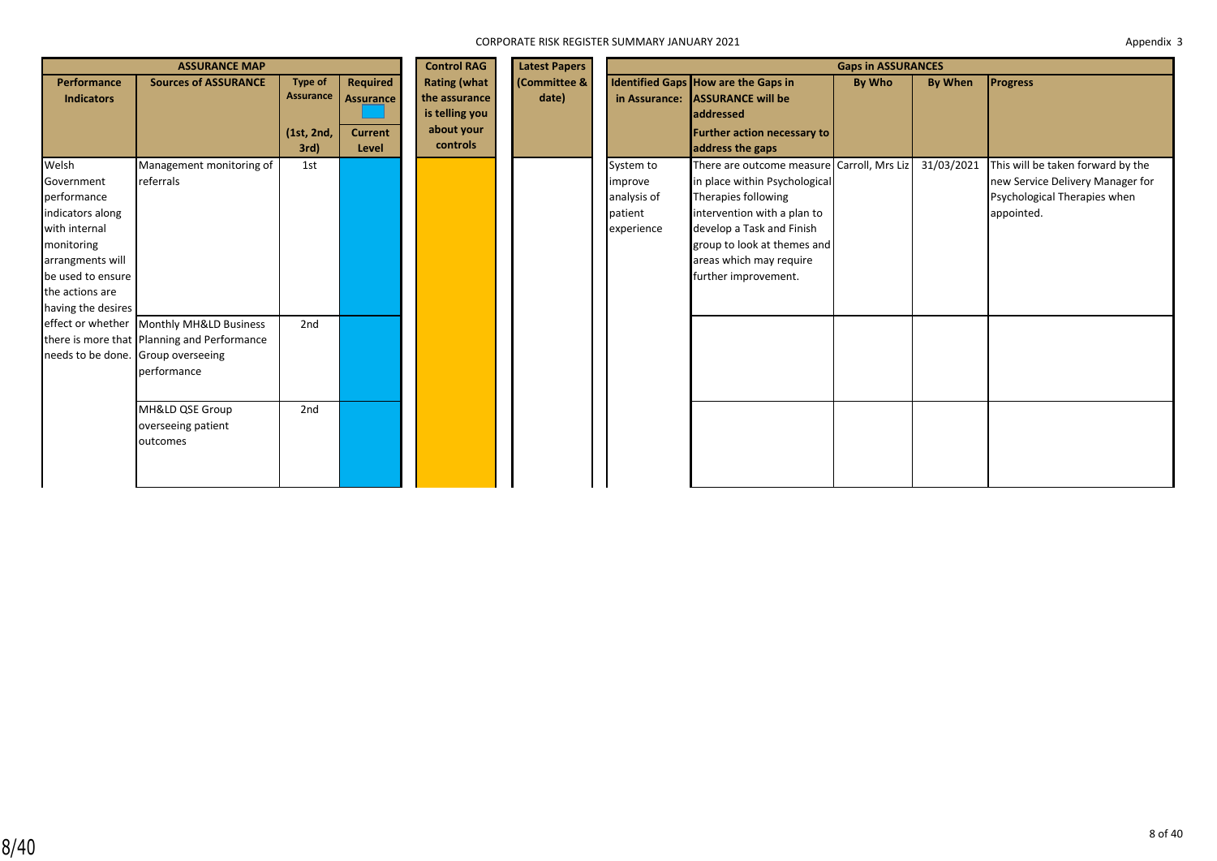CORPORATE RISK REGISTER SUMMARY JANUARY 2021

Appendix 3

| ASSURANCE MAP | | | | Control RAG | Latest Papers | Gaps in ASSURANCES | | | | |
|---|---|---|---|---|---|---|---|---|---|---|
| Performance Indicators | Sources of ASSURANCE | Type of Assurance (1st, 2nd, 3rd) | Required Assurance / Current Level | Rating (what the assurance is telling you about your controls | (Committee & date) | Identified Gaps in Assurance: | How are the Gaps in ASSURANCE will be addressed / Further action necessary to address the gaps | By Who | By When | Progress |
| Welsh Government performance indicators along with internal monitoring arrangments will be used to ensure the actions are having the desires effect or whether there is more that needs to be done. | Management monitoring of referrals | 1st | | | | System to improve analysis of patient experience | There are outcome measure in place within Psychological Therapies following intervention with a plan to develop a Task and Finish group to look at themes and areas which may require further improvement. | Carroll, Mrs Liz | 31/03/2021 | This will be taken forward by the new Service Delivery Manager for Psychological Therapies when appointed. |
| | Monthly MH&LD Business Planning and Performance Group overseeing performance | 2nd | | | | | | | | |
| | MH&LD QSE Group overseeing patient outcomes | 2nd | | | | | | | | |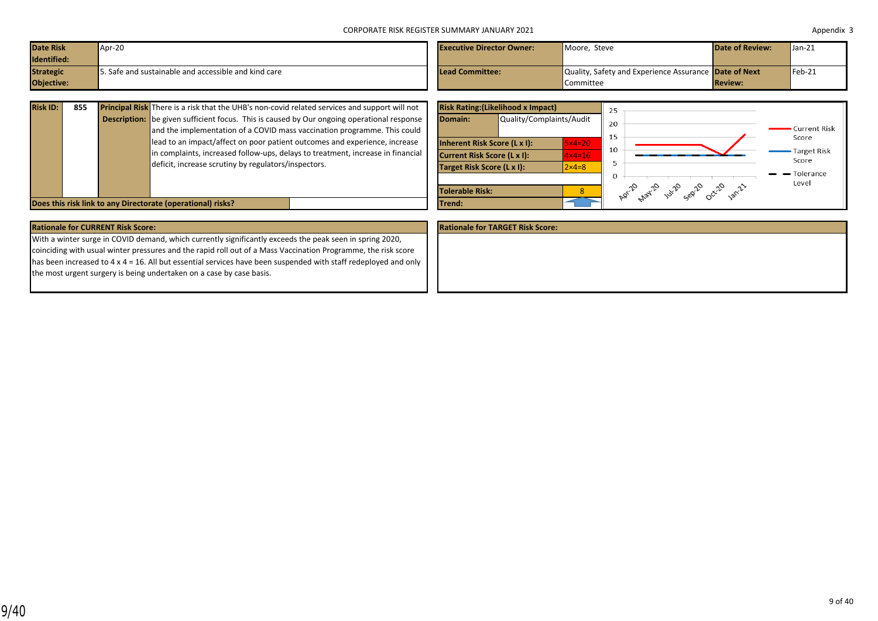CORPORATE RISK REGISTER SUMMARY JANUARY 2021

Appendix 3

| **Date Risk Identified:** | Apr-20 | **Executive Director Owner:** | Moore, Steve | **Date of Review:** | Jan-21 |
|---|---|---|---|---|---|
| **Strategic Objective:** | 5. Safe and sustainable and accessible and kind care | **Lead Committee:** | Quality, Safety and Experience Assurance Committee | **Date of Next Review:** | Feb-21 |

| **Risk ID:** | 855 | **Principal Risk Description:** | There is a risk that the UHB's non-covid related services and support will not be given sufficient focus. This is caused by Our ongoing operational response and the implementation of a COVID mass vaccination programme. This could lead to an impact/affect on poor patient outcomes and experience, increase in complaints, increased follow-ups, delays to treatment, increase in financial deficit, increase scrutiny by regulators/inspectors. |
|---|---|---|---|
| **Does this risk link to any Directorate (operational) risks?** | | | |

| **Risk Rating:(Likelihood x Impact)** | |
|---|---|
| **Domain:** | Quality/Complaints/Audit |
| **Inherent Risk Score (L x I):** | 5×4=20 |
| **Current Risk Score (L x I):** | 4×4=16 |
| **Target Risk Score (L x I):** | 2×4=8 |
| **Tolerable Risk:** | 8 |
| **Trend:** | ↑ |

Chart: Current Risk Score, Target Risk Score, Tolerance Level (Apr-20 to Jan-21; scale 0–25)

**Rationale for CURRENT Risk Score:**

With a winter surge in COVID demand, which currently significantly exceeds the peak seen in spring 2020, coinciding with usual winter pressures and the rapid roll out of a Mass Vaccination Programme, the risk score has been increased to 4 x 4 = 16. All but essential services have been suspended with staff redeployed and only the most urgent surgery is being undertaken on a case by case basis.

**Rationale for TARGET Risk Score:**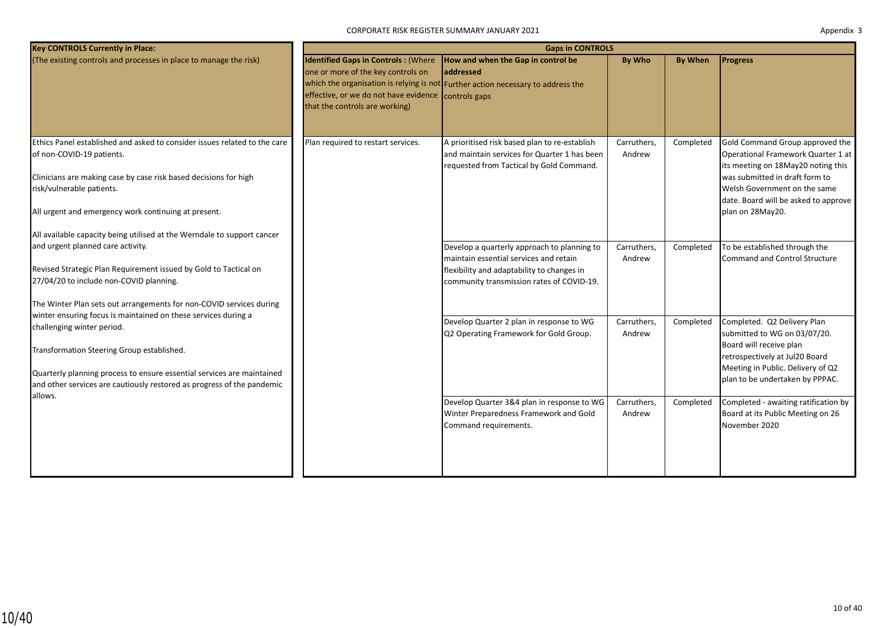CORPORATE RISK REGISTER SUMMARY JANUARY 2021

Appendix 3

| Key CONTROLS Currently in Place: (The existing controls and processes in place to manage the risk) | Gaps in CONTROLS | | | | |
|---|---|---|---|---|---|
| | **Identified Gaps in Controls :** (Where one or more of the key controls on which the organisation is relying is not effective, or we do not have evidence that the controls are working) | **How and when the Gap in control be addressed** Further action necessary to address the controls gaps | **By Who** | **By When** | **Progress** |
| Ethics Panel established and asked to consider issues related to the care of non-COVID-19 patients.<br><br>Clinicians are making case by case risk based decisions for high risk/vulnerable patients.<br><br>All urgent and emergency work continuing at present.<br><br>All available capacity being utilised at the Werndale to support cancer and urgent planned care activity.<br><br>Revised Strategic Plan Requirement issued by Gold to Tactical on 27/04/20 to include non-COVID planning.<br><br>The Winter Plan sets out arrangements for non-COVID services during winter ensuring focus is maintained on these services during a challenging winter period.<br><br>Transformation Steering Group established.<br><br>Quarterly planning process to ensure essential services are maintained and other services are cautiously restored as progress of the pandemic allows. | Plan required to restart services. | A prioritised risk based plan to re-establish and maintain services for Quarter 1 has been requested from Tactical by Gold Command. | Carruthers, Andrew | Completed | Gold Command Group approved the Operational Framework Quarter 1 at its meeting on 18May20 noting this was submitted in draft form to Welsh Government on the same date. Board will be asked to approve plan on 28May20. |
| | | Develop a quarterly approach to planning to maintain essential services and retain flexibility and adaptability to changes in community transmission rates of COVID-19. | Carruthers, Andrew | Completed | To be established through the Command and Control Structure |
| | | Develop Quarter 2 plan in response to WG Q2 Operating Framework for Gold Group. | Carruthers, Andrew | Completed | Completed. Q2 Delivery Plan submitted to WG on 03/07/20. Board will receive plan retrospectively at Jul20 Board Meeting in Public. Delivery of Q2 plan to be undertaken by PPPAC. |
| | | Develop Quarter 3&4 plan in response to WG Winter Preparedness Framework and Gold Command requirements. | Carruthers, Andrew | Completed | Completed - awaiting ratification by Board at its Public Meeting on 26 November 2020 |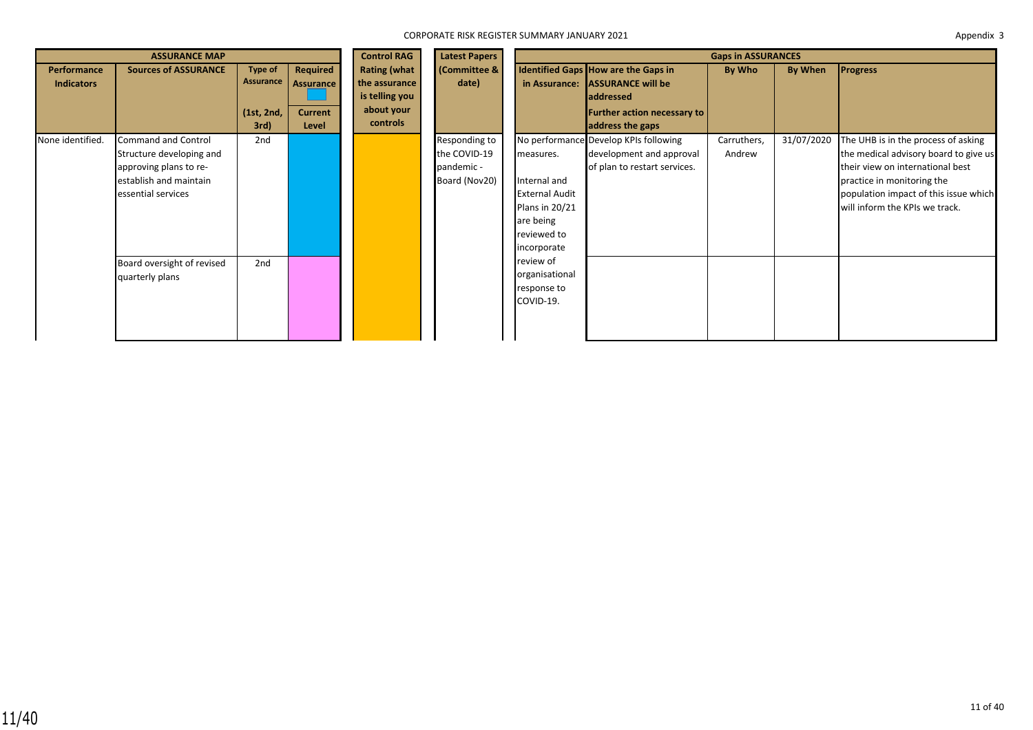CORPORATE RISK REGISTER SUMMARY JANUARY 2021

Appendix 3

| ASSURANCE MAP | | | | Control RAG | Latest Papers | Gaps in ASSURANCES | | | | |
|---|---|---|---|---|---|---|---|---|---|---|
| Performance Indicators | Sources of ASSURANCE | Type of Assurance (1st, 2nd, 3rd) | Required Assurance / Current Level | Rating (what the assurance is telling you about your controls | (Committee & date) | Identified Gaps in Assurance: | How are the Gaps in ASSURANCE will be addressed Further action necessary to address the gaps | By Who | By When | Progress |
| None identified. | Command and Control Structure developing and approving plans to re-establish and maintain essential services | 2nd | | | Responding to the COVID-19 pandemic - Board (Nov20) | No performance measures. Internal and External Audit Plans in 20/21 are being reviewed to incorporate review of organisational response to COVID-19. | Develop KPIs following development and approval of plan to restart services. | Carruthers, Andrew | 31/07/2020 | The UHB is in the process of asking the medical advisory board to give us their view on international best practice in monitoring the population impact of this issue which will inform the KPIs we track. |
| | Board oversight of revised quarterly plans | 2nd | | | | | | | | |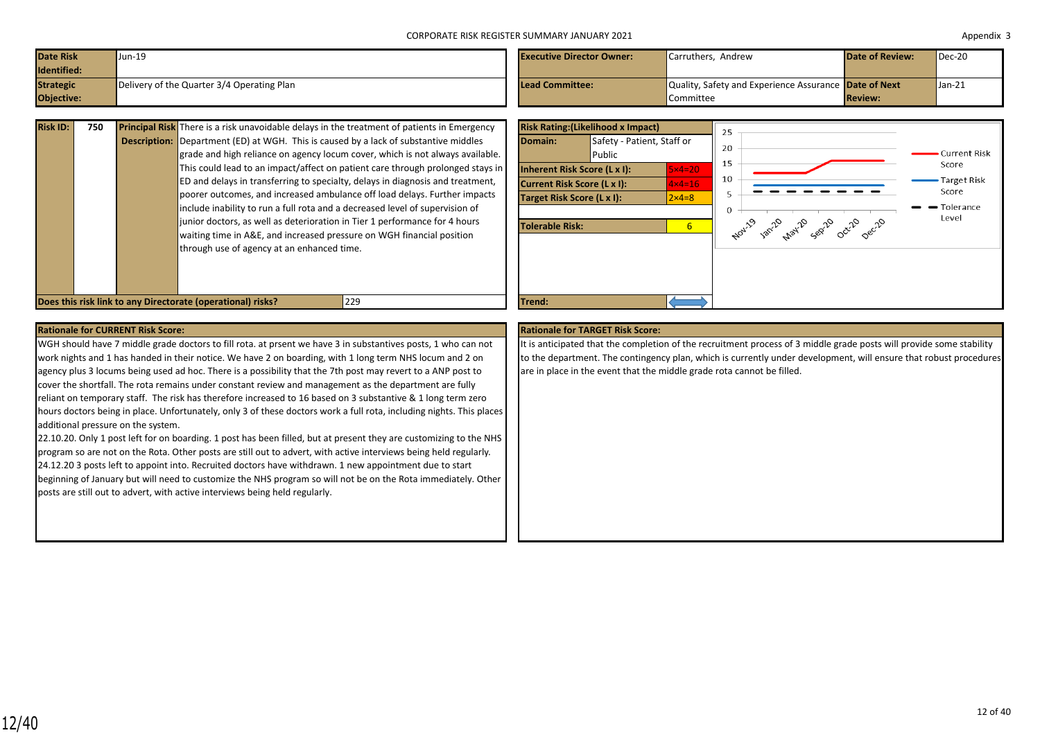CORPORATE RISK REGISTER SUMMARY JANUARY 2021

Appendix 3

| Date Risk Identified: | Jun-19 | Executive Director Owner: | Carruthers, Andrew | Date of Review: | Dec-20 |
|---|---|---|---|---|---|
| Strategic Objective: | Delivery of the Quarter 3/4 Operating Plan | Lead Committee: | Quality, Safety and Experience Assurance Committee | Date of Next Review: | Jan-21 |

| Risk ID: | 750 | Principal Risk Description: | There is a risk unavoidable delays in the treatment of patients in Emergency Department (ED) at WGH. This is caused by a lack of substantive middles grade and high reliance on agency locum cover, which is not always available. This could lead to an impact/affect on patient care through prolonged stays in ED and delays in transferring to specialty, delays in diagnosis and treatment, poorer outcomes, and increased ambulance off load delays. Further impacts include inability to run a full rota and a decreased level of supervision of junior doctors, as well as deterioration in Tier 1 performance for 4 hours waiting time in A&E, and increased pressure on WGH financial position through use of agency at an enhanced time. |
|---|---|---|---|

**Does this risk link to any Directorate (operational) risks?** 229

| Risk Rating:(Likelihood x Impact) | |
|---|---|
| Domain: | Safety - Patient, Staff or Public |
| Inherent Risk Score (L x I): | 5×4=20 |
| Current Risk Score (L x I): | 4×4=16 |
| Target Risk Score (L x I): | 2×4=8 |
| Tolerable Risk: | 6 |
| Trend: | ⟷ |

Chart: Current Risk Score, Target Risk Score, Tolerance Level (Nov-19, Jan-20, May-20, Sep-20, Oct-20, Dec-20)

**Rationale for CURRENT Risk Score:**

WGH should have 7 middle grade doctors to fill rota. at prsent we have 3 in substantives posts, 1 who can not work nights and 1 has handed in their notice. We have 2 on boarding, with 1 long term NHS locum and 2 on agency plus 3 locums being used ad hoc. There is a possibility that the 7th post may revert to a ANP post to cover the shortfall. The rota remains under constant review and management as the department are fully reliant on temporary staff. The risk has therefore increased to 16 based on 3 substantive & 1 long term zero hours doctors being in place. Unfortunately, only 3 of these doctors work a full rota, including nights. This places additional pressure on the system.
22.10.20. Only 1 post left for on boarding. 1 post has been filled, but at present they are customizing to the NHS program so are not on the Rota. Other posts are still out to advert, with active interviews being held regularly.
24.12.20 3 posts left to appoint into. Recruited doctors have withdrawn. 1 new appointment due to start beginning of January but will need to customize the NHS program so will not be on the Rota immediately. Other posts are still out to advert, with active interviews being held regularly.

**Rationale for TARGET Risk Score:**

It is anticipated that the completion of the recruitment process of 3 middle grade posts will provide some stability to the department. The contingency plan, which is currently under development, will ensure that robust procedures are in place in the event that the middle grade rota cannot be filled.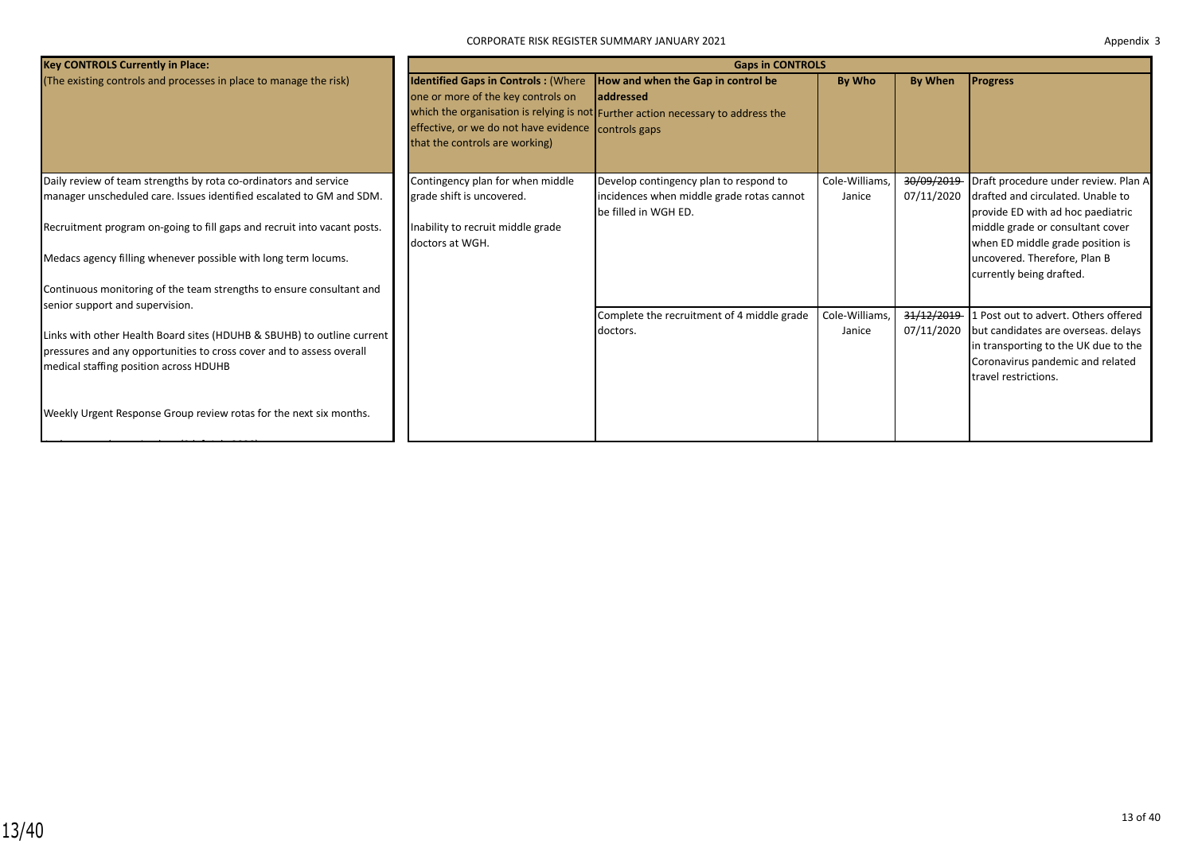| Key CONTROLS Currently in Place: (The existing controls and processes in place to manage the risk) | Gaps in CONTROLS | | | | |
|---|---|---|---|---|---|
| | **Identified Gaps in Controls :** (Where one or more of the key controls on which the organisation is relying is not effective, or we do not have evidence that the controls are working) | **How and when the Gap in control be addressed** Further action necessary to address the controls gaps | **By Who** | **By When** | **Progress** |
| Daily review of team strengths by rota co-ordinators and service manager unscheduled care. Issues identified escalated to GM and SDM.<br><br>Recruitment program on-going to fill gaps and recruit into vacant posts.<br><br>Medacs agency filling whenever possible with long term locums.<br><br>Continuous monitoring of the team strengths to ensure consultant and senior support and supervision.<br><br>Links with other Health Board sites (HDUHB & SBUHB) to outline current pressures and any opportunities to cross cover and to assess overall medical staffing position across HDUHB<br><br>Weekly Urgent Response Group review rotas for the next six months. | Contingency plan for when middle grade shift is uncovered.<br><br>Inability to recruit middle grade doctors at WGH. | Develop contingency plan to respond to incidences when middle grade rotas cannot be filled in WGH ED. | Cole-Williams, Janice | ~~30/09/2019~~ 07/11/2020 | Draft procedure under review. Plan A drafted and circulated. Unable to provide ED with ad hoc paediatric middle grade or consultant cover when ED middle grade position is uncovered. Therefore, Plan B currently being drafted. |
| | | Complete the recruitment of 4 middle grade doctors. | Cole-Williams, Janice | ~~31/12/2019~~ 07/11/2020 | 1 Post out to advert. Others offered but candidates are overseas. delays in transporting to the UK due to the Coronavirus pandemic and related travel restrictions. |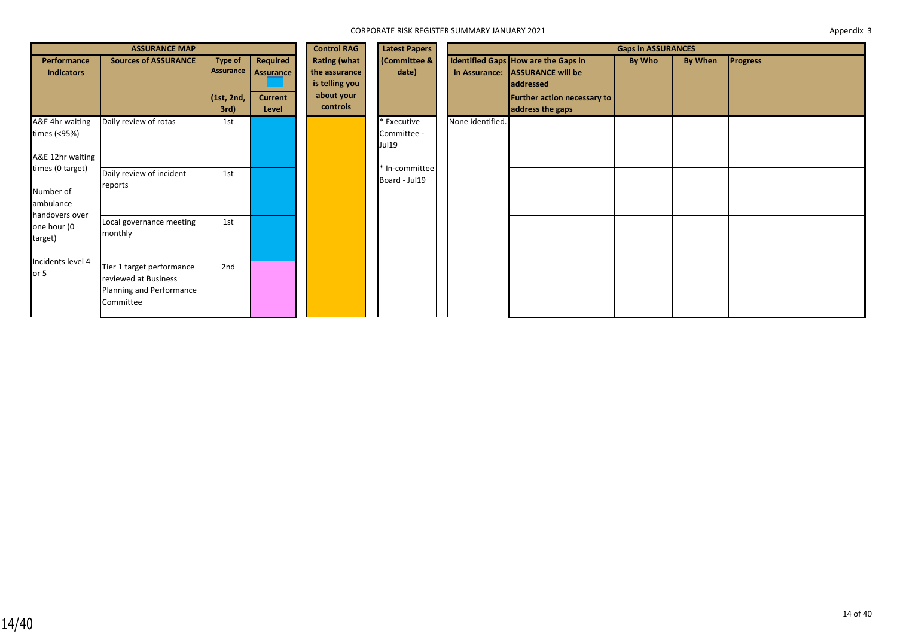CORPORATE RISK REGISTER SUMMARY JANUARY 2021

Appendix 3

| ASSURANCE MAP | | | | Control RAG | Latest Papers | Gaps in ASSURANCES | | | | |
|---|---|---|---|---|---|---|---|---|---|---|
| Performance Indicators | Sources of ASSURANCE | Type of Assurance (1st, 2nd, 3rd) | Required Assurance / Current Level | Rating (what the assurance is telling you about your controls | (Committee & date) | Identified Gaps in Assurance: | How are the Gaps in ASSURANCE will be addressed / Further action necessary to address the gaps | By Who | By When | Progress |
| A&E 4hr waiting times (<95%) A&E 12hr waiting times (0 target) Number of ambulance handovers over one hour (0 target) Incidents level 4 or 5 | Daily review of rotas | 1st | | | * Executive Committee - Jul19 * In-committee Board - Jul19 | None identified. | | | | |
| | Daily review of incident reports | 1st | | | | | | | | |
| | Local governance meeting monthly | 1st | | | | | | | | |
| | Tier 1 target performance reviewed at Business Planning and Performance Committee | 2nd | | | | | | | | |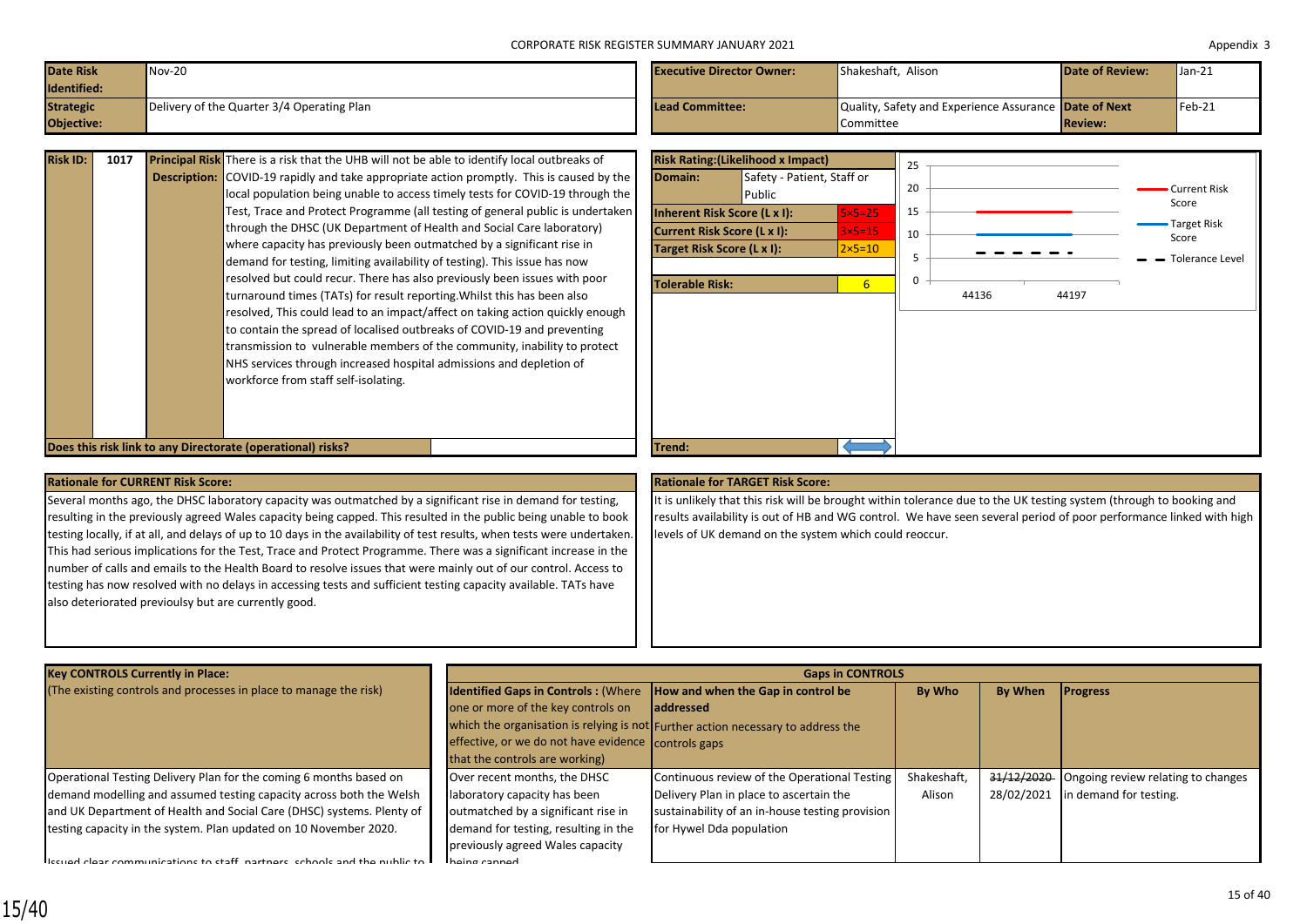CORPORATE RISK REGISTER SUMMARY JANUARY 2021

Appendix 3

| **Date Risk Identified:** | Nov-20 | **Executive Director Owner:** | Shakeshaft, Alison | **Date of Review:** | Jan-21 |
|---|---|---|---|---|---|
| **Strategic Objective:** | Delivery of the Quarter 3/4 Operating Plan | **Lead Committee:** | Quality, Safety and Experience Assurance Committee | **Date of Next Review:** | Feb-21 |

| **Risk ID:** | **1017** |
|---|---|
| **Principal Risk Description:** | There is a risk that the UHB will not be able to identify local outbreaks of COVID-19 rapidly and take appropriate action promptly. This is caused by the local population being unable to access timely tests for COVID-19 through the Test, Trace and Protect Programme (all testing of general public is undertaken through the DHSC (UK Department of Health and Social Care laboratory) where capacity has previously been outmatched by a significant rise in demand for testing, limiting availability of testing). This issue has now resolved but could recur. There has also previously been issues with poor turnaround times (TATs) for result reporting.Whilst this has been also resolved, This could lead to an impact/affect on taking action quickly enough to contain the spread of localised outbreaks of COVID-19 and preventing transmission to vulnerable members of the community, inability to protect NHS services through increased hospital admissions and depletion of workforce from staff self-isolating. |
| **Does this risk link to any Directorate (operational) risks?** | |

| **Risk Rating:(Likelihood x Impact)** | |
|---|---|
| **Domain:** | Safety - Patient, Staff or Public |
| **Inherent Risk Score (L x I):** | 5×5=25 |
| **Current Risk Score (L x I):** | 3×5=15 |
| **Target Risk Score (L x I):** | 2×5=10 |
| **Tolerable Risk:** | 6 |
| **Trend:** | ⟷ |

Chart legend: Current Risk Score; Target Risk Score; Tolerance Level (x-axis: 44136, 44197)

**Rationale for CURRENT Risk Score:**

Several months ago, the DHSC laboratory capacity was outmatched by a significant rise in demand for testing, resulting in the previously agreed Wales capacity being capped. This resulted in the public being unable to book testing locally, if at all, and delays of up to 10 days in the availability of test results, when tests were undertaken. This had serious implications for the Test, Trace and Protect Programme. There was a significant increase in the number of calls and emails to the Health Board to resolve issues that were mainly out of our control. Access to testing has now resolved with no delays in accessing tests and sufficient testing capacity available. TATs have also deteriorated previoulsy but are currently good.

**Rationale for TARGET Risk Score:**

It is unlikely that this risk will be brought within tolerance due to the UK testing system (through to booking and results availability is out of HB and WG control. We have seen several period of poor performance linked with high levels of UK demand on the system which could reoccur.

| **Key CONTROLS Currently in Place:** (The existing controls and processes in place to manage the risk) | **Identified Gaps in Controls :** (Where one or more of the key controls on which the organisation is relying is not effective, or we do not have evidence that the controls are working) | **How and when the Gap in control be addressed** Further action necessary to address the controls gaps | **By Who** | **By When** | **Progress** |
|---|---|---|---|---|---|
| Operational Testing Delivery Plan for the coming 6 months based on demand modelling and assumed testing capacity across both the Welsh and UK Department of Health and Social Care (DHSC) systems. Plenty of testing capacity in the system. Plan updated on 10 November 2020. | Over recent months, the DHSC laboratory capacity has been outmatched by a significant rise in demand for testing, resulting in the previously agreed Wales capacity being capped | Continuous review of the Operational Testing Delivery Plan in place to ascertain the sustainability of an in-house testing provision for Hywel Dda population | Shakeshaft, Alison | ~~31/12/2020~~ 28/02/2021 | Ongoing review relating to changes in demand for testing. |
| Issued clear communications to staff, partners, schools and the public to | | | | | |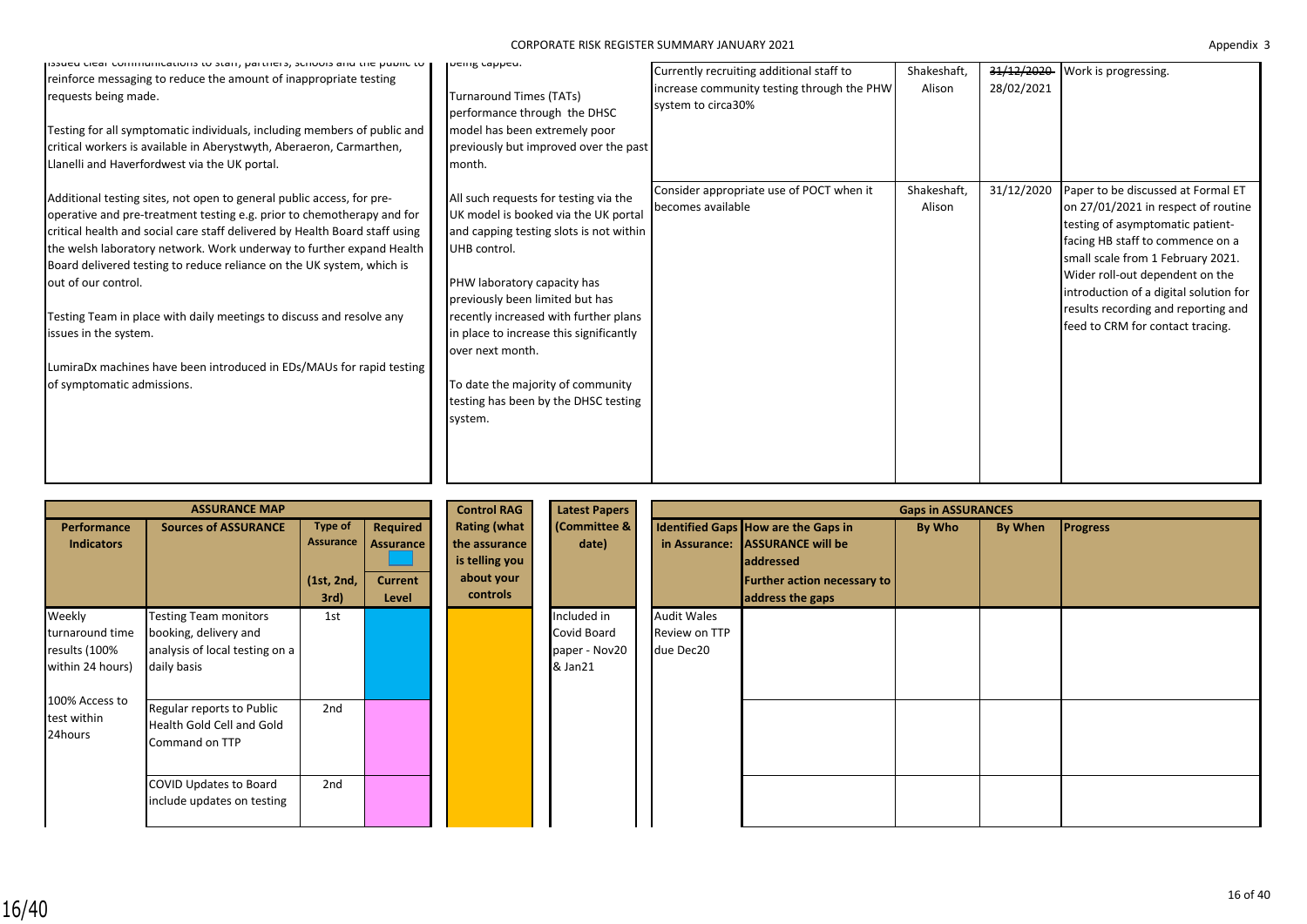| | | | | | |
|---|---|---|---|---|---|
| issued clear communications to staff, partners, schools and the public to reinforce messaging to reduce the amount of inappropriate testing requests being made.<br><br>Testing for all symptomatic individuals, including members of public and critical workers is available in Aberystwyth, Aberaeron, Carmarthen, Llanelli and Haverfordwest via the UK portal.<br><br>Additional testing sites, not open to general public access, for pre-operative and pre-treatment testing e.g. prior to chemotherapy and for critical health and social care staff delivered by Health Board staff using the welsh laboratory network. Work underway to further expand Health Board delivered testing to reduce reliance on the UK system, which is out of our control.<br><br>Testing Team in place with daily meetings to discuss and resolve any issues in the system.<br><br>LumiraDx machines have been introduced in EDs/MAUs for rapid testing of symptomatic admissions. | being capped.<br><br>Turnaround Times (TATs) performance through the DHSC model has been extremely poor previously but improved over the past month.<br><br>All such requests for testing via the UK model is booked via the UK portal and capping testing slots is not within UHB control.<br><br>PHW laboratory capacity has previously been limited but has recently increased with further plans in place to increase this significantly over next month.<br><br>To date the majority of community testing has been by the DHSC testing system. | Currently recruiting additional staff to increase community testing through the PHW system to circa30% | Shakeshaft, Alison | ~~31/12/2020~~ 28/02/2021 | Work is progressing. |
| | | Consider appropriate use of POCT when it becomes available | Shakeshaft, Alison | 31/12/2020 | Paper to be discussed at Formal ET on 27/01/2021 in respect of routine testing of asymptomatic patient-facing HB staff to commence on a small scale from 1 February 2021. Wider roll-out dependent on the introduction of a digital solution for results recording and reporting and feed to CRM for contact tracing. |

| ASSURANCE MAP | | | | Control RAG Rating (what the assurance is telling you about your controls | Latest Papers (Committee & date) | Gaps in ASSURANCES | | | | |
|---|---|---|---|---|---|---|---|---|---|---|
| Performance Indicators | Sources of ASSURANCE | Type of Assurance (1st, 2nd, 3rd) | Required Assurance / Current Level | | | Identified Gaps in Assurance: | How are the Gaps in ASSURANCE will be addressed Further action necessary to address the gaps | By Who | By When | Progress |
| Weekly turnaround time results (100% within 24 hours)<br><br>100% Access to test within 24hours | Testing Team monitors booking, delivery and analysis of local testing on a daily basis | 1st | | | Included in Covid Board paper - Nov20 & Jan21 | Audit Wales Review on TTP due Dec20 | | | | |
| | Regular reports to Public Health Gold Cell and Gold Command on TTP | 2nd | | | | | | | | |
| | COVID Updates to Board include updates on testing | 2nd | | | | | | | | |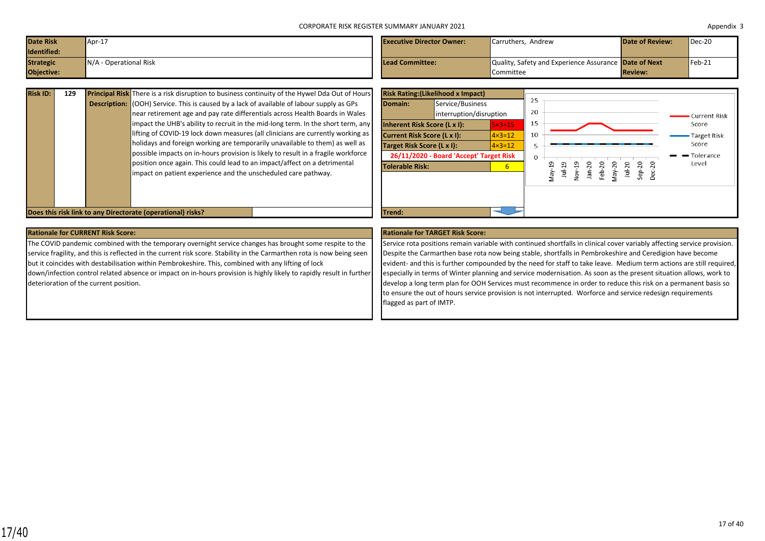CORPORATE RISK REGISTER SUMMARY JANUARY 2021

Appendix 3

| | | | | | |
|---|---|---|---|---|---|
| **Date Risk Identified:** | Apr-17 | **Executive Director Owner:** | Carruthers, Andrew | **Date of Review:** | Dec-20 |
| **Strategic Objective:** | N/A - Operational Risk | **Lead Committee:** | Quality, Safety and Experience Assurance Committee | **Date of Next Review:** | Feb-21 |

| | | | |
|---|---|---|---|
| **Risk ID:** | 129 | **Principal Risk Description:** | There is a risk disruption to business continuity of the Hywel Dda Out of Hours (OOH) Service. This is caused by a lack of available of labour supply as GPs near retirement age and pay rate differentials across Health Boards in Wales impact the UHB's ability to recruit in the mid-long term. In the short term, any lifting of COVID-19 lock down measures (all clinicians are currently working as holidays and foreign working are temporarily unavailable to them) as well as possible impacts on in-hours provision is likely to result in a fragile workforce position once again. This could lead to an impact/affect on a detrimental impact on patient experience and the unscheduled care pathway. |

**Does this risk link to any Directorate (operational) risks?**

| **Risk Rating:(Likelihood x Impact)** | |
|---|---|
| **Domain:** | Service/Business interruption/disruption |
| **Inherent Risk Score (L x I):** | 5×3=15 |
| **Current Risk Score (L x I):** | 4×3=12 |
| **Target Risk Score (L x I):** | 4×3=12 |
| **26/11/2020 - Board 'Accept' Target Risk** | |
| **Tolerable Risk:** | 6 |
| **Trend:** | |

**Rationale for CURRENT Risk Score:**

The COVID pandemic combined with the temporary overnight service changes has brought some respite to the service fragility, and this is reflected in the current risk score. Stability in the Carmarthen rota is now being seen but it coincides with destabilisation within Pembrokeshire. This, combined with any lifting of lock down/infection control related absence or impact on in-hours provision is highly likely to rapidly result in further deterioration of the current position.

**Rationale for TARGET Risk Score:**

Service rota positions remain variable with continued shortfalls in clinical cover variably affecting service provision. Despite the Carmarthen base rota now being stable, shortfalls in Pembrokeshire and Ceredigion have become evident- and this is further compounded by the need for staff to take leave. Medium term actions are still required, especially in terms of Winter planning and service modernisation. As soon as the present situation allows, work to develop a long term plan for OOH Services must recommence in order to reduce this risk on a permanent basis so to ensure the out of hours service provision is not interrupted. Worforce and service redesign requirements flagged as part of IMTP.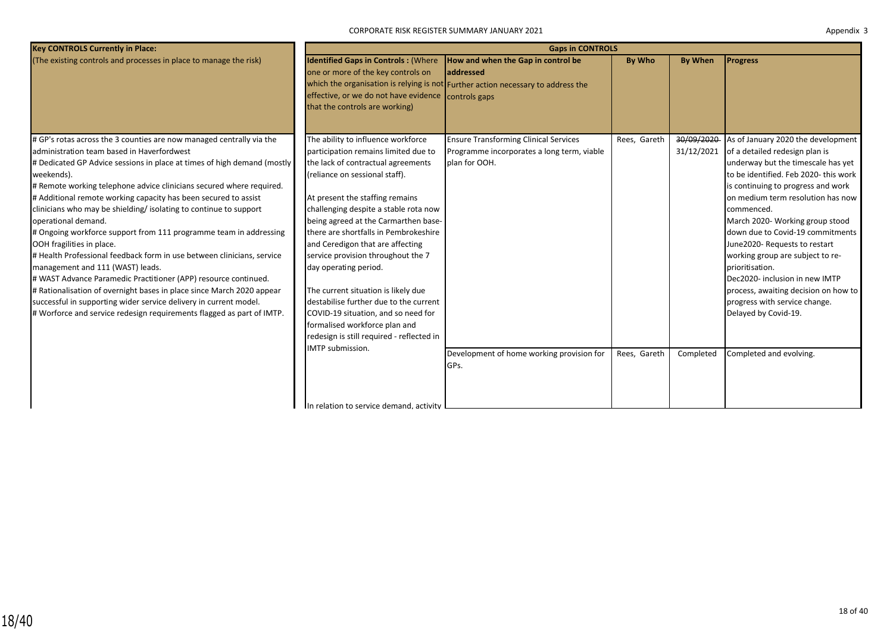| Key CONTROLS Currently in Place: (The existing controls and processes in place to manage the risk) | Gaps in CONTROLS | | | | |
|---|---|---|---|---|---|
| | **Identified Gaps in Controls :** (Where one or more of the key controls on which the organisation is relying is not effective, or we do not have evidence that the controls are working) | **How and when the Gap in control be addressed** Further action necessary to address the controls gaps | **By Who** | **By When** | **Progress** |
| # GP's rotas across the 3 counties are now managed centrally via the administration team based in Haverfordwest<br># Dedicated GP Advice sessions in place at times of high demand (mostly weekends).<br># Remote working telephone advice clinicians secured where required.<br># Additional remote working capacity has been secured to assist clinicians who may be shielding/ isolating to continue to support operational demand.<br># Ongoing workforce support from 111 programme team in addressing OOH fragilities in place.<br># Health Professional feedback form in use between clinicians, service management and 111 (WAST) leads.<br># WAST Advance Paramedic Practitioner (APP) resource continued.<br># Rationalisation of overnight bases in place since March 2020 appear successful in supporting wider service delivery in current model.<br># Worforce and service redesign requirements flagged as part of IMTP. | The ability to influence workforce participation remains limited due to the lack of contractual agreements (reliance on sessional staff).<br><br>At present the staffing remains challenging despite a stable rota now being agreed at the Carmarthen base- there are shortfalls in Pembrokeshire and Ceredigon that are affecting service provision throughout the 7 day operating period.<br><br>The current situation is likely due destabilise further due to the current COVID-19 situation, and so need for formalised workforce plan and redesign is still required - reflected in IMTP submission. | Ensure Transforming Clinical Services Programme incorporates a long term, viable plan for OOH. | Rees, Gareth | ~~30/09/2020~~ 31/12/2021 | As of January 2020 the development of a detailed redesign plan is underway but the timescale has yet to be identified. Feb 2020- this work is continuing to progress and work on medium term resolution has now commenced.<br>March 2020- Working group stood down due to Covid-19 commitments<br>June2020- Requests to restart working group are subject to re-prioritisation.<br>Dec2020- inclusion in new IMTP process, awaiting decision on how to progress with service change.<br>Delayed by Covid-19. |
| | | Development of home working provision for GPs. | Rees, Gareth | Completed | Completed and evolving. |
| | In relation to service demand, activity | | | | |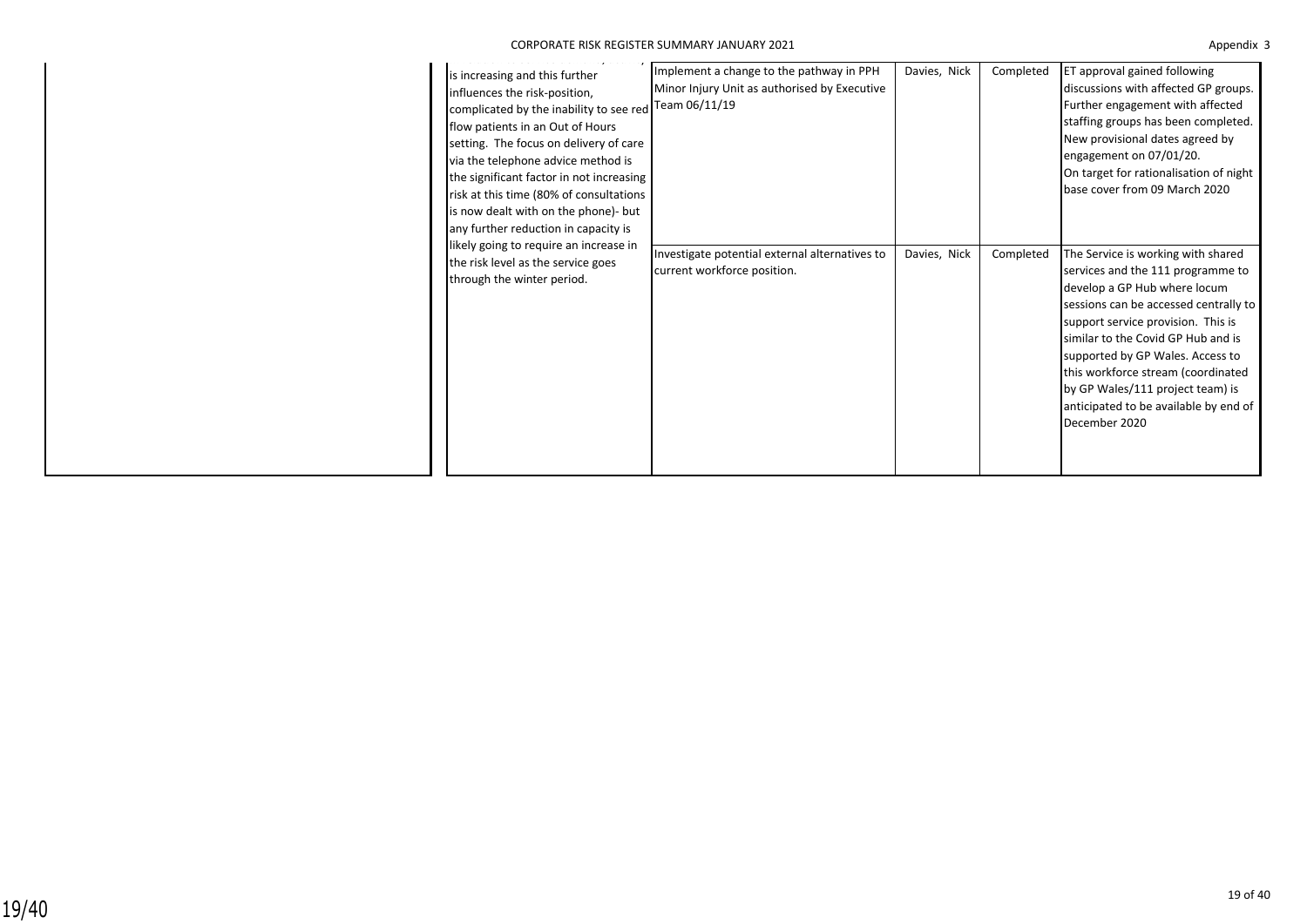| | | | | | |
|---|---|---|---|---|---|
| | is increasing and this further influences the risk-position, complicated by the inability to see red flow patients in an Out of Hours setting. The focus on delivery of care via the telephone advice method is the significant factor in not increasing risk at this time (80% of consultations is now dealt with on the phone)- but any further reduction in capacity is likely going to require an increase in the risk level as the service goes through the winter period. | Implement a change to the pathway in PPH Minor Injury Unit as authorised by Executive Team 06/11/19 | Davies, Nick | Completed | ET approval gained following discussions with affected GP groups. Further engagement with affected staffing groups has been completed. New provisional dates agreed by engagement on 07/01/20. On target for rationalisation of night base cover from 09 March 2020 |
| | | Investigate potential external alternatives to current workforce position. | Davies, Nick | Completed | The Service is working with shared services and the 111 programme to develop a GP Hub where locum sessions can be accessed centrally to support service provision. This is similar to the Covid GP Hub and is supported by GP Wales. Access to this workforce stream (coordinated by GP Wales/111 project team) is anticipated to be available by end of December 2020 |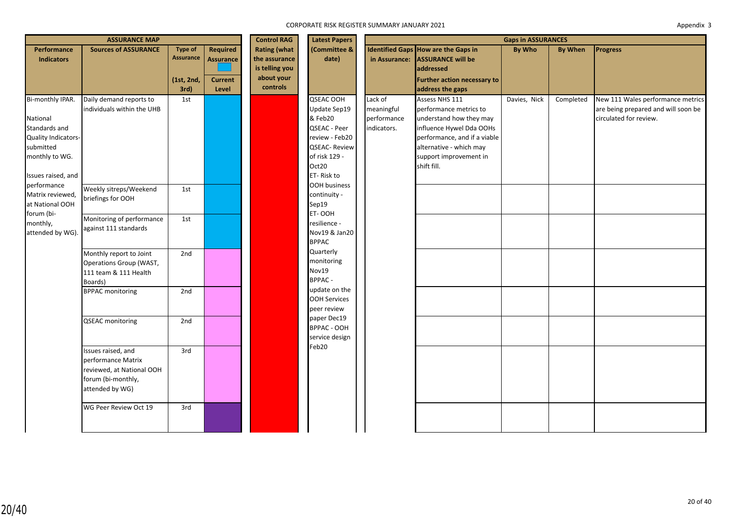CORPORATE RISK REGISTER SUMMARY JANUARY 2021

Appendix 3

| ASSURANCE MAP | | | | Control RAG Rating (what the assurance is telling you about your controls | Latest Papers (Committee & date) | Gaps in ASSURANCES | | | | |
|---|---|---|---|---|---|---|---|---|---|---|
| Performance Indicators | Sources of ASSURANCE | Type of Assurance (1st, 2nd, 3rd) | Required Assurance / Current Level | | | Identified Gaps in Assurance: | How are the Gaps in ASSURANCE will be addressed Further action necessary to address the gaps | By Who | By When | Progress |
| Bi-monthly IPAR. National Standards and Quality Indicators-submitted monthly to WG. Issues raised, and performance Matrix reviewed, at National OOH forum (bi-monthly, attended by WG). | Daily demand reports to individuals within the UHB | 1st | | | QSEAC OOH Update Sep19 & Feb20 QSEAC - Peer review - Feb20 QSEAC- Review of risk 129 - Oct20 ET- Risk to OOH business continuity - Sep19 ET- OOH resilience - Nov19 & Jan20 BPPAC Quarterly monitoring Nov19 BPPAC - update on the OOH Services peer review paper Dec19 BPPAC - OOH service design Feb20 | Lack of meaningful performance indicators. | Assess NHS 111 performance metrics to understand how they may influence Hywel Dda OOHs performance, and if a viable alternative - which may support improvement in shift fill. | Davies, Nick | Completed | New 111 Wales performance metrics are being prepared and will soon be circulated for review. |
| | Weekly sitreps/Weekend briefings for OOH | 1st | | | | | | | | |
| | Monitoring of performance against 111 standards | 1st | | | | | | | | |
| | Monthly report to Joint Operations Group (WAST, 111 team & 111 Health Boards) | 2nd | | | | | | | | |
| | BPPAC monitoring | 2nd | | | | | | | | |
| | QSEAC monitoring | 2nd | | | | | | | | |
| | Issues raised, and performance Matrix reviewed, at National OOH forum (bi-monthly, attended by WG) | 3rd | | | | | | | | |
| | WG Peer Review Oct 19 | 3rd | | | | | | | | |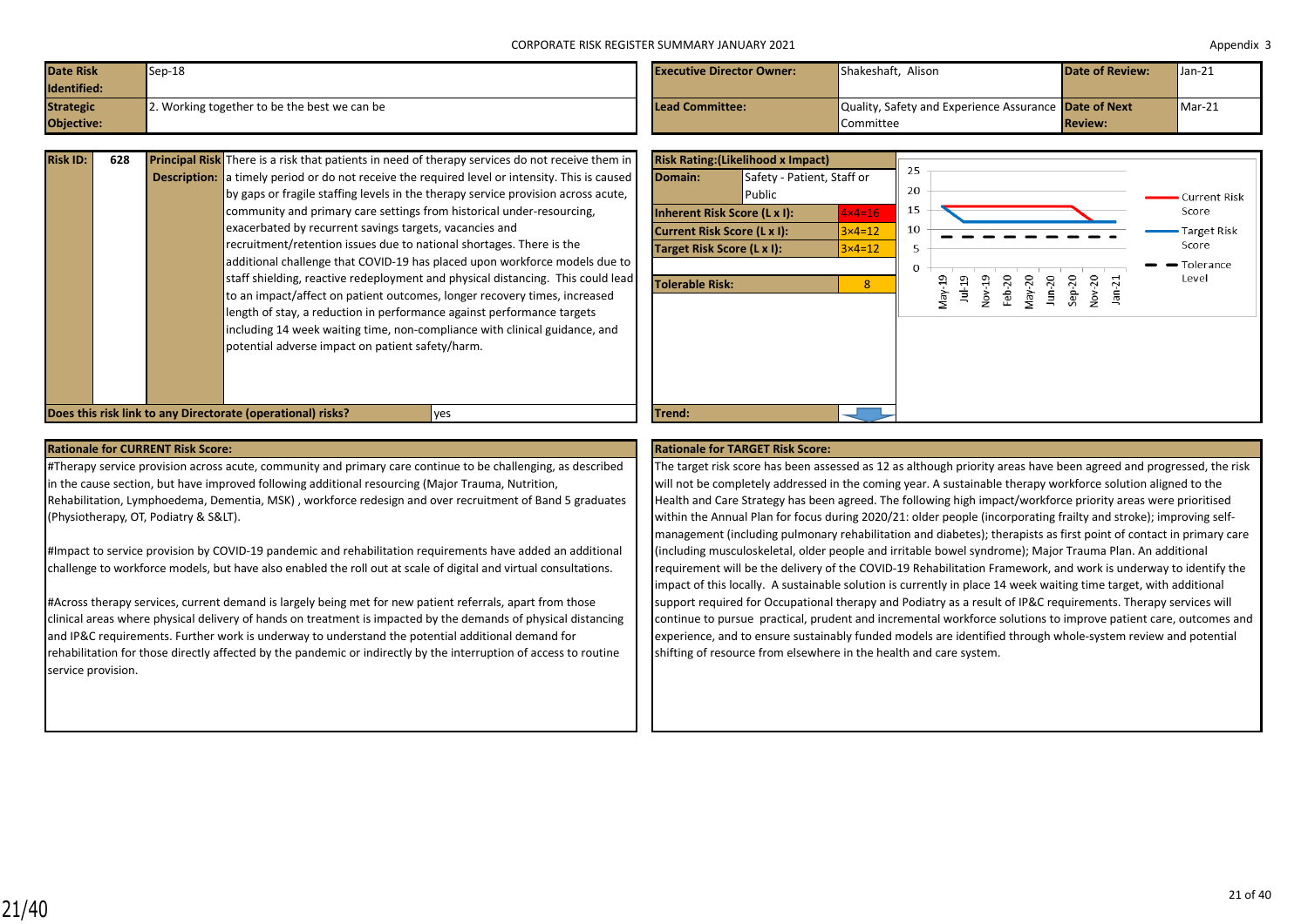CORPORATE RISK REGISTER SUMMARY JANUARY 2021

Appendix 3

| **Date Risk Identified:** | Sep-18 | **Executive Director Owner:** | Shakeshaft, Alison | **Date of Review:** | Jan-21 |
|---|---|---|---|---|---|
| **Strategic Objective:** | 2. Working together to be the best we can be | **Lead Committee:** | Quality, Safety and Experience Assurance Committee | **Date of Next Review:** | Mar-21 |

| **Risk ID:** | **628** | **Principal Risk Description:** | There is a risk that patients in need of therapy services do not receive them in a timely period or do not receive the required level or intensity. This is caused by gaps or fragile staffing levels in the therapy service provision across acute, community and primary care settings from historical under-resourcing, exacerbated by recurrent savings targets, vacancies and recruitment/retention issues due to national shortages. There is the additional challenge that COVID-19 has placed upon workforce models due to staff shielding, reactive redeployment and physical distancing. This could lead to an impact/affect on patient outcomes, longer recovery times, increased length of stay, a reduction in performance against performance targets including 14 week waiting time, non-compliance with clinical guidance, and potential adverse impact on patient safety/harm. |
|---|---|---|---|

**Does this risk link to any Directorate (operational) risks?** yes

| **Risk Rating:(Likelihood x Impact)** | |
|---|---|
| **Domain:** | Safety - Patient, Staff or Public |
| **Inherent Risk Score (L x I):** | 4×4=16 |
| **Current Risk Score (L x I):** | 3×4=12 |
| **Target Risk Score (L x I):** | 3×4=12 |
| **Tolerable Risk:** | 8 |
| **Trend:** | ↓ |

Chart: Current Risk Score, Target Risk Score, Tolerance Level (May-19, Jul-19, Nov-19, Feb-20, May-20, Jun-20, Sep-20, Nov-20, Jan-21)

**Rationale for CURRENT Risk Score:**

#Therapy service provision across acute, community and primary care continue to be challenging, as described in the cause section, but have improved following additional resourcing (Major Trauma, Nutrition, Rehabilitation, Lymphoedema, Dementia, MSK) , workforce redesign and over recruitment of Band 5 graduates (Physiotherapy, OT, Podiatry & S&LT).

#Impact to service provision by COVID-19 pandemic and rehabilitation requirements have added an additional challenge to workforce models, but have also enabled the roll out at scale of digital and virtual consultations.

#Across therapy services, current demand is largely being met for new patient referrals, apart from those clinical areas where physical delivery of hands on treatment is impacted by the demands of physical distancing and IP&C requirements. Further work is underway to understand the potential additional demand for rehabilitation for those directly affected by the pandemic or indirectly by the interruption of access to routine service provision.

**Rationale for TARGET Risk Score:**

The target risk score has been assessed as 12 as although priority areas have been agreed and progressed, the risk will not be completely addressed in the coming year. A sustainable therapy workforce solution aligned to the Health and Care Strategy has been agreed. The following high impact/workforce priority areas were prioritised within the Annual Plan for focus during 2020/21: older people (incorporating frailty and stroke); improving self-management (including pulmonary rehabilitation and diabetes); therapists as first point of contact in primary care (including musculoskeletal, older people and irritable bowel syndrome); Major Trauma Plan. An additional requirement will be the delivery of the COVID-19 Rehabilitation Framework, and work is underway to identify the impact of this locally. A sustainable solution is currently in place 14 week waiting time target, with additional support required for Occupational therapy and Podiatry as a result of IP&C requirements. Therapy services will continue to pursue practical, prudent and incremental workforce solutions to improve patient care, outcomes and experience, and to ensure sustainably funded models are identified through whole-system review and potential shifting of resource from elsewhere in the health and care system.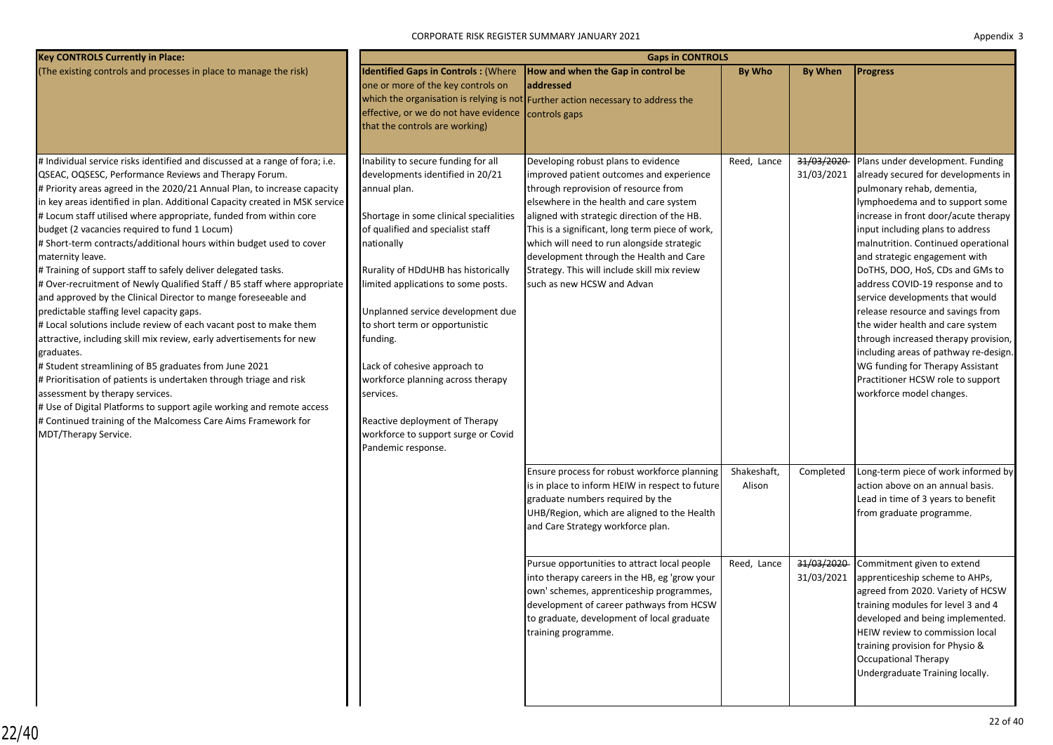CORPORATE RISK REGISTER SUMMARY JANUARY 2021

Appendix 3

| Key CONTROLS Currently in Place: (The existing controls and processes in place to manage the risk) | Gaps in CONTROLS | | | | |
|---|---|---|---|---|---|
| | **Identified Gaps in Controls :** (Where one or more of the key controls on which the organisation is relying is not effective, or we do not have evidence that the controls are working) | **How and when the Gap in control be addressed** Further action necessary to address the controls gaps | **By Who** | **By When** | **Progress** |
| # Individual service risks identified and discussed at a range of fora; i.e. QSEAC, OQSESC, Performance Reviews and Therapy Forum.<br># Priority areas agreed in the 2020/21 Annual Plan, to increase capacity in key areas identified in plan. Additional Capacity created in MSK service<br># Locum staff utilised where appropriate, funded from within core budget (2 vacancies required to fund 1 Locum)<br># Short-term contracts/additional hours within budget used to cover maternity leave.<br># Training of support staff to safely deliver delegated tasks.<br># Over-recruitment of Newly Qualified Staff / B5 staff where appropriate and approved by the Clinical Director to mange foreseeable and predictable staffing level capacity gaps.<br># Local solutions include review of each vacant post to make them attractive, including skill mix review, early advertisements for new graduates.<br># Student streamlining of B5 graduates from June 2021<br># Prioritisation of patients is undertaken through triage and risk assessment by therapy services.<br># Use of Digital Platforms to support agile working and remote access<br># Continued training of the Malcomess Care Aims Framework for MDT/Therapy Service. | Inability to secure funding for all developments identified in 20/21 annual plan.<br><br>Shortage in some clinical specialities of qualified and specialist staff nationally<br><br>Rurality of HDdUHB has historically limited applications to some posts.<br><br>Unplanned service development due to short term or opportunistic funding.<br><br>Lack of cohesive approach to workforce planning across therapy services.<br><br>Reactive deployment of Therapy workforce to support surge or Covid Pandemic response. | Developing robust plans to evidence improved patient outcomes and experience through reprovision of resource from elsewhere in the health and care system aligned with strategic direction of the HB. This is a significant, long term piece of work, which will need to run alongside strategic development through the Health and Care Strategy. This will include skill mix review such as new HCSW and Advan | Reed, Lance | ~~31/03/2020~~ 31/03/2021 | Plans under development. Funding already secured for developments in pulmonary rehab, dementia, lymphoedema and to support some increase in front door/acute therapy input including plans to address malnutrition. Continued operational and strategic engagement with DoTHS, DOO, HoS, CDs and GMs to address COVID-19 response and to service developments that would release resource and savings from the wider health and care system through increased therapy provision, including areas of pathway re-design. WG funding for Therapy Assistant Practitioner HCSW role to support workforce model changes. |
| | | Ensure process for robust workforce planning is in place to inform HEIW in respect to future graduate numbers required by the UHB/Region, which are aligned to the Health and Care Strategy workforce plan. | Shakeshaft, Alison | Completed | Long-term piece of work informed by action above on an annual basis. Lead in time of 3 years to benefit from graduate programme. |
| | | Pursue opportunities to attract local people into therapy careers in the HB, eg 'grow your own' schemes, apprenticeship programmes, development of career pathways from HCSW to graduate, development of local graduate training programme. | Reed, Lance | ~~31/03/2020~~ 31/03/2021 | Commitment given to extend apprenticeship scheme to AHPs, agreed from 2020. Variety of HCSW training modules for level 3 and 4 developed and being implemented. HEIW review to commission local training provision for Physio & Occupational Therapy Undergraduate Training locally. |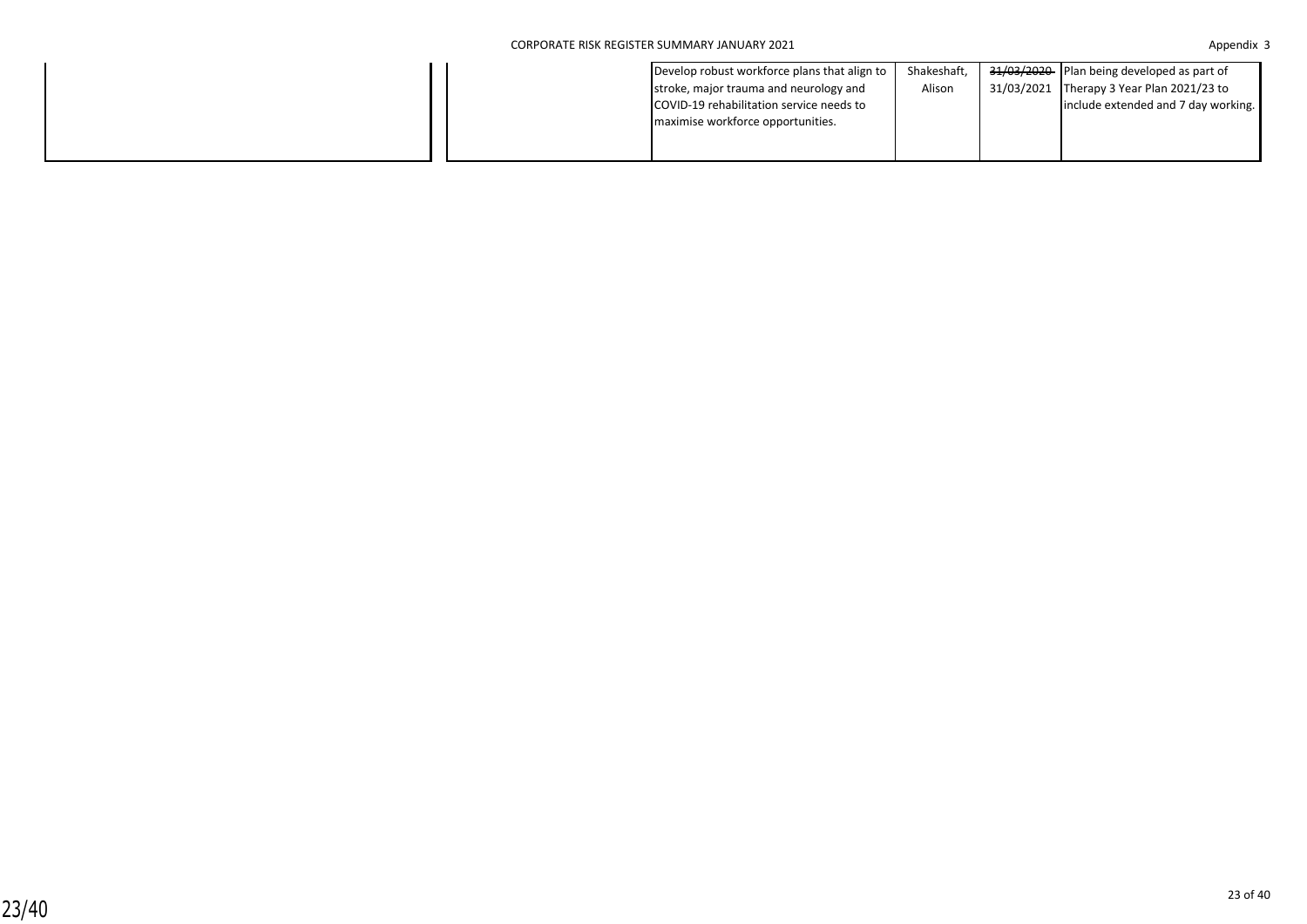| | | | | | |
|---|---|---|---|---|---|
| | | Develop robust workforce plans that align to stroke, major trauma and neurology and COVID-19 rehabilitation service needs to maximise workforce opportunities. | Shakeshaft, Alison | ~~31/03/2020~~ 31/03/2021 | Plan being developed as part of Therapy 3 Year Plan 2021/23 to include extended and 7 day working. |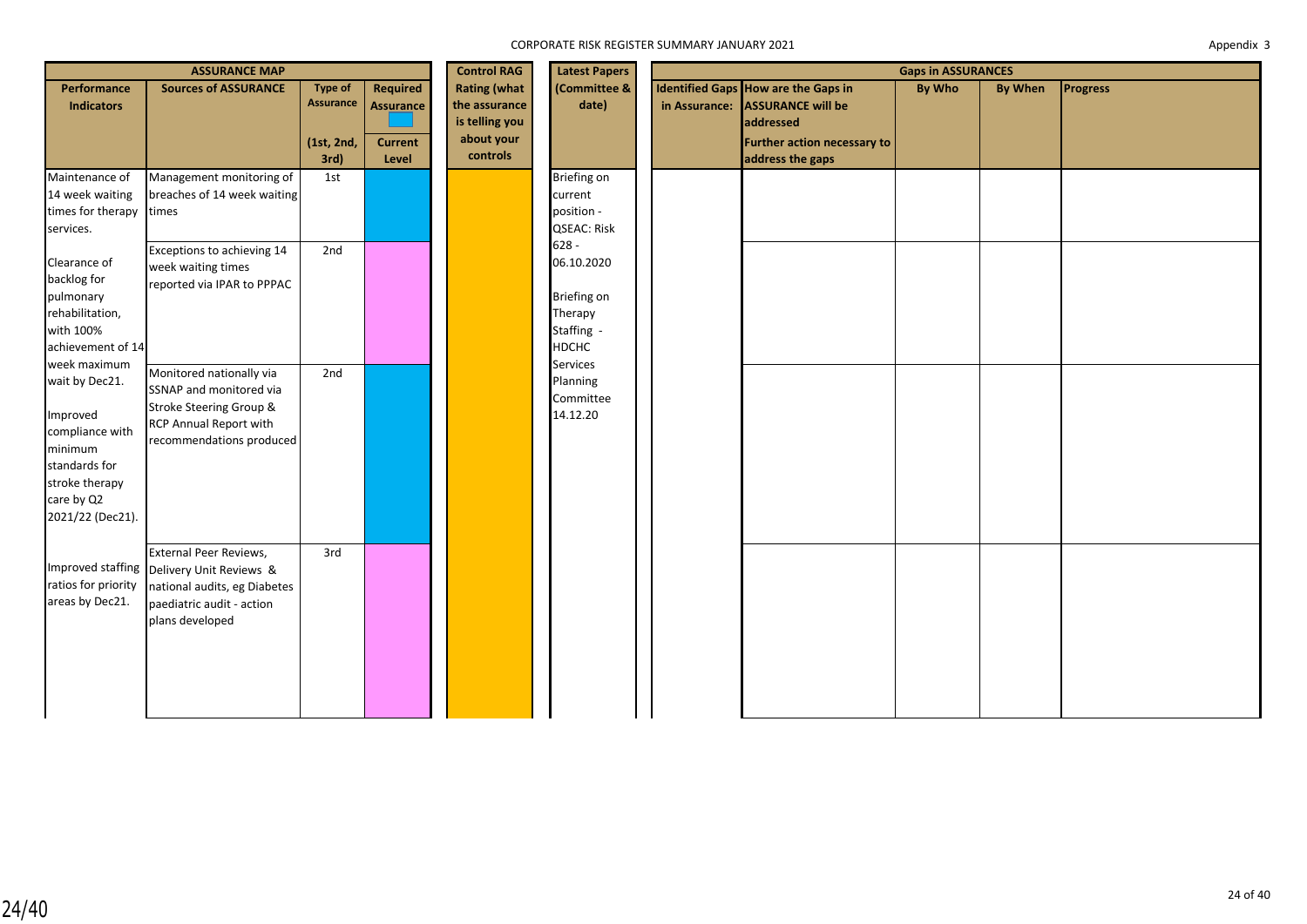CORPORATE RISK REGISTER SUMMARY JANUARY 2021

Appendix 3

| ASSURANCE MAP | | | | Control RAG | Latest Papers | Gaps in ASSURANCES | | | | |
|---|---|---|---|---|---|---|---|---|---|---|
| Performance Indicators | Sources of ASSURANCE | Type of Assurance (1st, 2nd, 3rd) | Required Assurance / Current Level | Rating (what the assurance is telling you about your controls | (Committee & date) | Identified Gaps in Assurance: | How are the Gaps in ASSURANCE will be addressed / Further action necessary to address the gaps | By Who | By When | Progress |
| Maintenance of 14 week waiting times for therapy services. Clearance of backlog for pulmonary rehabilitation, with 100% achievement of 14 week maximum wait by Dec21. Improved compliance with minimum standards for stroke therapy care by Q2 2021/22 (Dec21). Improved staffing ratios for priority areas by Dec21. | Management monitoring of breaches of 14 week waiting times | 1st | | | Briefing on current position - QSEAC: Risk 628 - 06.10.2020 Briefing on Therapy Staffing - HDCHC Services Planning Committee 14.12.20 | | | | | |
| | Exceptions to achieving 14 week waiting times reported via IPAR to PPPAC | 2nd | | | | | | | | |
| | Monitored nationally via SSNAP and monitored via Stroke Steering Group & RCP Annual Report with recommendations produced | 2nd | | | | | | | | |
| | External Peer Reviews, Delivery Unit Reviews & national audits, eg Diabetes paediatric audit - action plans developed | 3rd | | | | | | | | |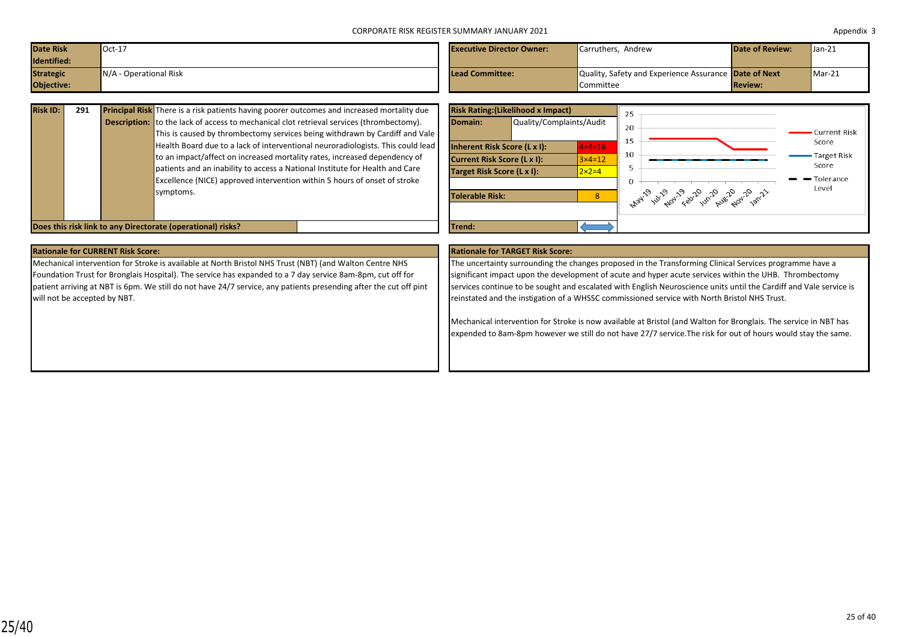CORPORATE RISK REGISTER SUMMARY JANUARY 2021

Appendix 3

| Date Risk Identified: | Oct-17 | Executive Director Owner: | Carruthers, Andrew | Date of Review: | Jan-21 |
|---|---|---|---|---|---|
| Strategic Objective: | N/A - Operational Risk | Lead Committee: | Quality, Safety and Experience Assurance Committee | Date of Next Review: | Mar-21 |

| Risk ID: | 291 | Principal Risk Description: | There is a risk patients having poorer outcomes and increased mortality due to the lack of access to mechanical clot retrieval services (thrombectomy). This is caused by thrombectomy services being withdrawn by Cardiff and Vale Health Board due to a lack of interventional neuroradiologists. This could lead to an impact/affect on increased mortality rates, increased dependency of patients and an inability to access a National Institute for Health and Care Excellence (NICE) approved intervention within 5 hours of onset of stroke symptoms. |
|---|---|---|---|

**Does this risk link to any Directorate (operational) risks?**

| Risk Rating:(Likelihood x Impact) | |
|---|---|
| Domain: | Quality/Complaints/Audit |
| Inherent Risk Score (L x I): | 4×4=16 |
| Current Risk Score (L x I): | 3×4=12 |
| Target Risk Score (L x I): | 2×2=4 |
| Tolerable Risk: | 8 |
| Trend: | ↔ |

Chart legend: Current Risk Score; Target Risk Score; Tolerance Level. X-axis: May-19, Jul-19, Nov-19, Feb-20, Jun-20, Aug-20, Nov-20, Jan-21. Y-axis: 0–25.

**Rationale for CURRENT Risk Score:**

Mechanical intervention for Stroke is available at North Bristol NHS Trust (NBT) (and Walton Centre NHS Foundation Trust for Bronglais Hospital). The service has expanded to a 7 day service 8am-8pm, cut off for patient arriving at NBT is 6pm. We still do not have 24/7 service, any patients presending after the cut off pint will not be accepted by NBT.

**Rationale for TARGET Risk Score:**

The uncertainty surrounding the changes proposed in the Transforming Clinical Services programme have a significant impact upon the development of acute and hyper acute services within the UHB. Thrombectomy services continue to be sought and escalated with English Neuroscience units until the Cardiff and Vale service is reinstated and the instigation of a WHSSC commissioned service with North Bristol NHS Trust.

Mechanical intervention for Stroke is now available at Bristol (and Walton for Bronglais. The service in NBT has expended to 8am-8pm however we still do not have 27/7 service.The risk for out of hours would stay the same.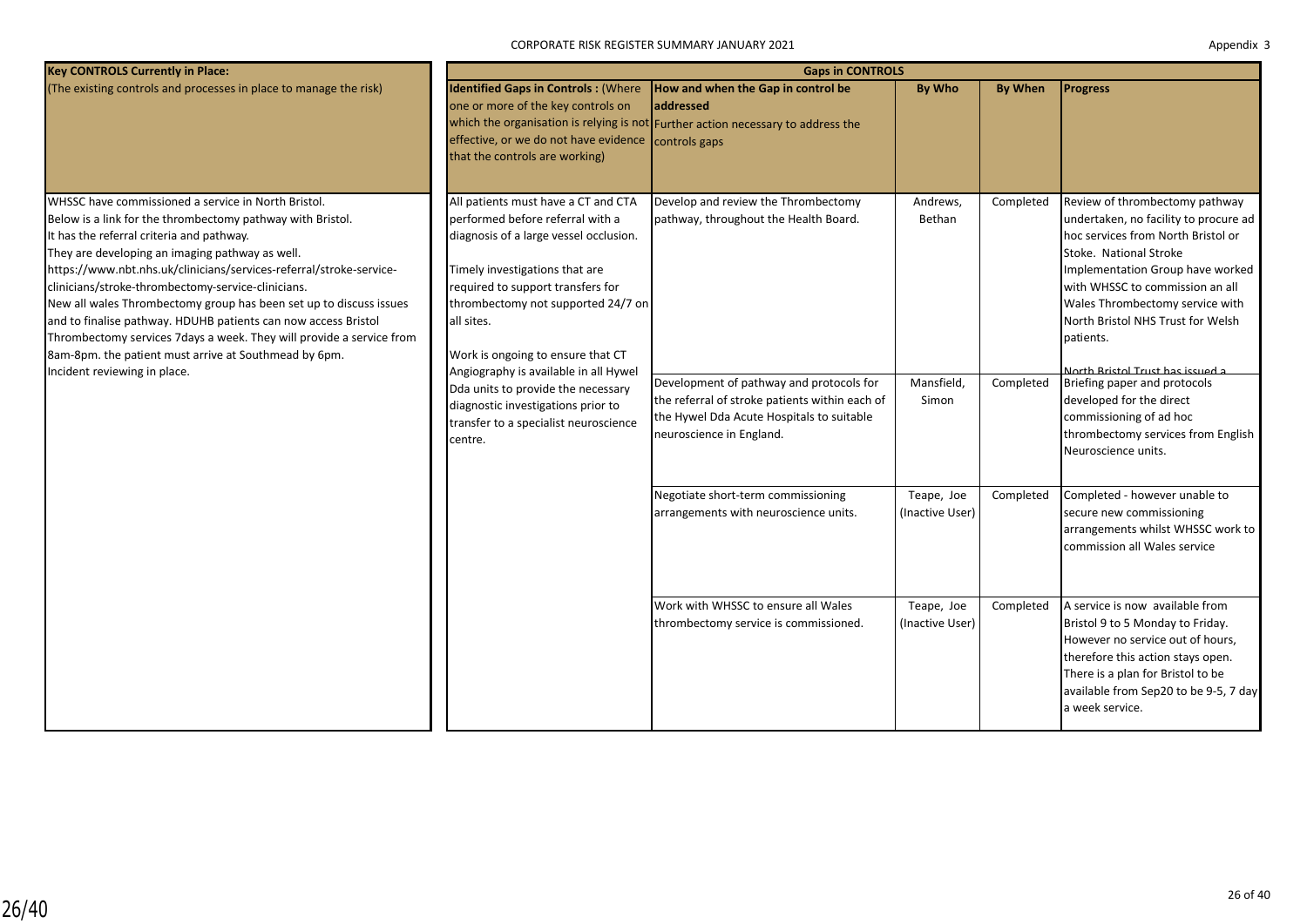CORPORATE RISK REGISTER SUMMARY JANUARY 2021

Appendix 3

| Key CONTROLS Currently in Place: (The existing controls and processes in place to manage the risk) | Gaps in CONTROLS | | | | |
|---|---|---|---|---|---|
| | Identified Gaps in Controls : (Where one or more of the key controls on which the organisation is relying is not effective, or we do not have evidence that the controls are working) | How and when the Gap in control be addressed Further action necessary to address the controls gaps | By Who | By When | Progress |
| WHSSC have commissioned a service in North Bristol. Below is a link for the thrombectomy pathway with Bristol. It has the referral criteria and pathway. They are developing an imaging pathway as well. https://www.nbt.nhs.uk/clinicians/services-referral/stroke-service-clinicians/stroke-thrombectomy-service-clinicians. New all wales Thrombectomy group has been set up to discuss issues and to finalise pathway. HDUHB patients can now access Bristol Thrombectomy services 7days a week. They will provide a service from 8am-8pm. the patient must arrive at Southmead by 6pm. Incident reviewing in place. | All patients must have a CT and CTA performed before referral with a diagnosis of a large vessel occlusion. Timely investigations that are required to support transfers for thrombectomy not supported 24/7 on all sites. Work is ongoing to ensure that CT Angiography is available in all Hywel Dda units to provide the necessary diagnostic investigations prior to transfer to a specialist neuroscience centre. | Develop and review the Thrombectomy pathway, throughout the Health Board. | Andrews, Bethan | Completed | Review of thrombectomy pathway undertaken, no facility to procure ad hoc services from North Bristol or Stoke. National Stroke Implementation Group have worked with WHSSC to commission an all Wales Thrombectomy service with North Bristol NHS Trust for Welsh patients. North Bristol Trust has issued a |
| | | Development of pathway and protocols for the referral of stroke patients within each of the Hywel Dda Acute Hospitals to suitable neuroscience in England. | Mansfield, Simon | Completed | Briefing paper and protocols developed for the direct commissioning of ad hoc thrombectomy services from English Neuroscience units. |
| | | Negotiate short-term commissioning arrangements with neuroscience units. | Teape, Joe (Inactive User) | Completed | Completed - however unable to secure new commissioning arrangements whilst WHSSC work to commission all Wales service |
| | | Work with WHSSC to ensure all Wales thrombectomy service is commissioned. | Teape, Joe (Inactive User) | Completed | A service is now available from Bristol 9 to 5 Monday to Friday. However no service out of hours, therefore this action stays open. There is a plan for Bristol to be available from Sep20 to be 9-5, 7 day a week service. |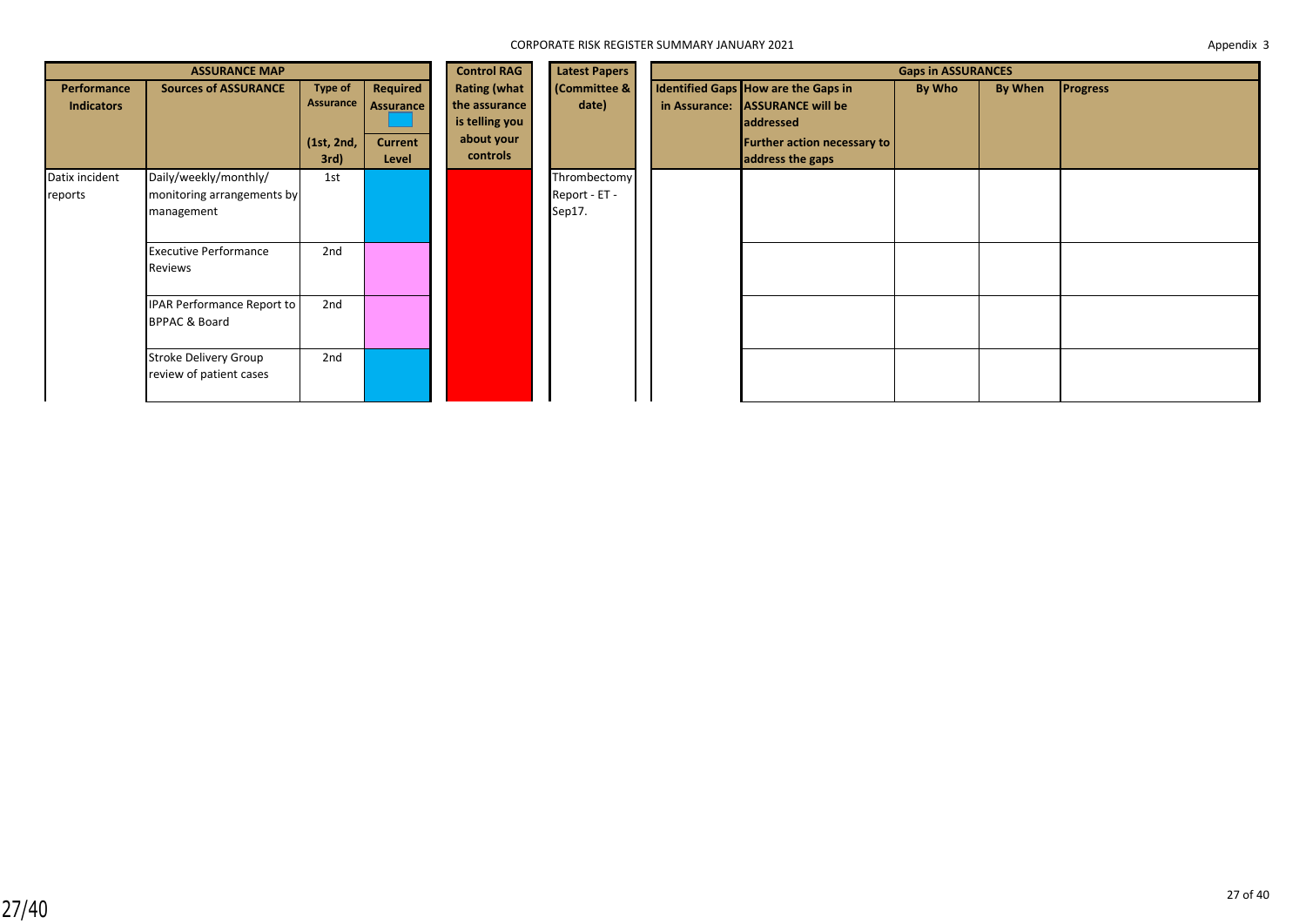CORPORATE RISK REGISTER SUMMARY JANUARY 2021

Appendix 3

| ASSURANCE MAP | | | | Control RAG | Latest Papers | Gaps in ASSURANCES | | | | |
|---|---|---|---|---|---|---|---|---|---|---|
| Performance Indicators | Sources of ASSURANCE | Type of Assurance (1st, 2nd, 3rd) | Required Assurance / Current Level | Rating (what the assurance is telling you about your controls | (Committee & date) | Identified Gaps in Assurance: | How are the Gaps in ASSURANCE will be addressed / Further action necessary to address the gaps | By Who | By When | Progress |
| Datix incident reports | Daily/weekly/monthly/ monitoring arrangements by management | 1st | | | Thrombectomy Report - ET - Sep17. | | | | | |
| | Executive Performance Reviews | 2nd | | | | | | | | |
| | IPAR Performance Report to BPPAC & Board | 2nd | | | | | | | | |
| | Stroke Delivery Group review of patient cases | 2nd | | | | | | | | |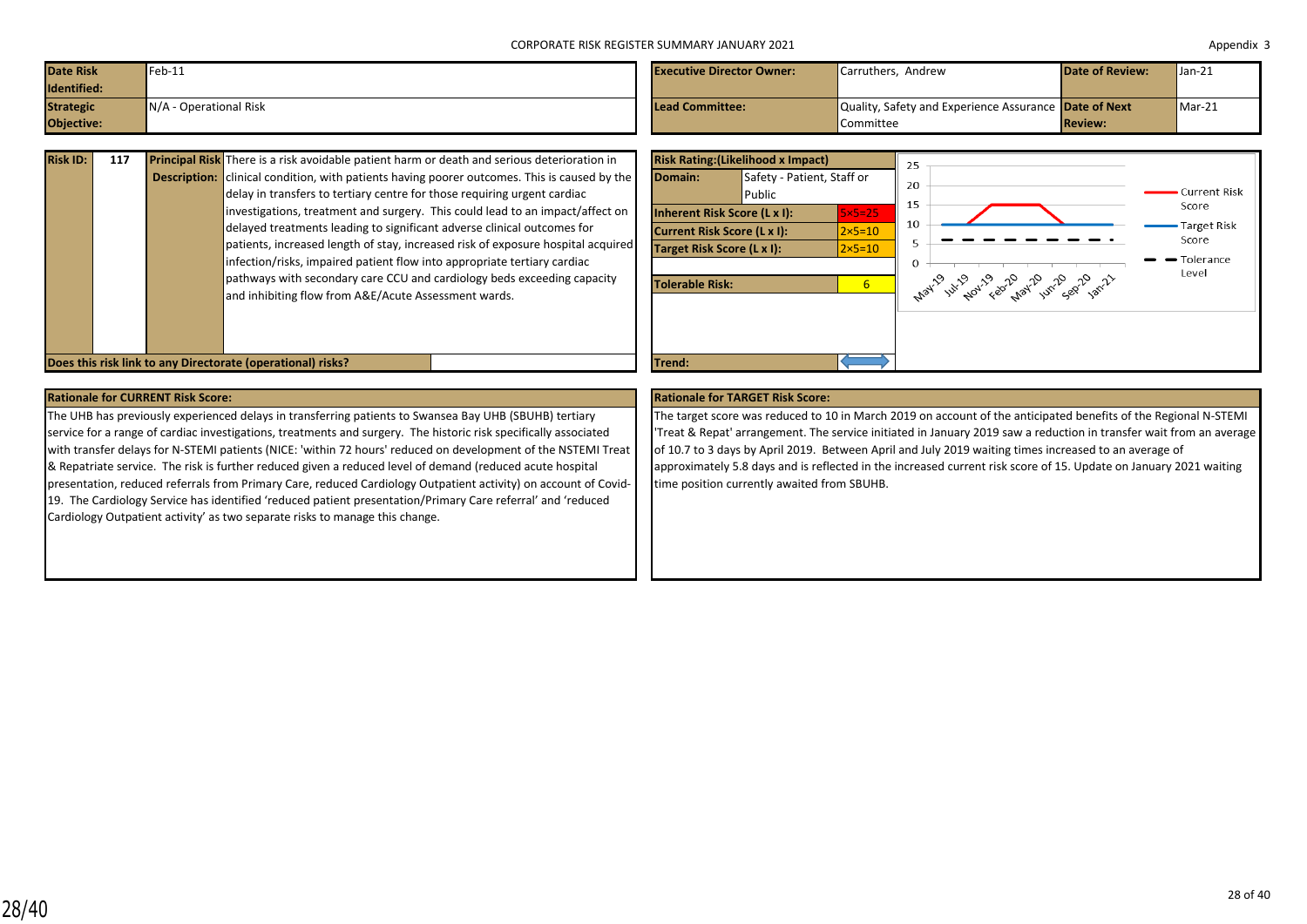CORPORATE RISK REGISTER SUMMARY JANUARY 2021

Appendix 3

| **Date Risk Identified:** | Feb-11 | **Executive Director Owner:** | Carruthers, Andrew | **Date of Review:** | Jan-21 |
|---|---|---|---|---|---|
| **Strategic Objective:** | N/A - Operational Risk | **Lead Committee:** | Quality, Safety and Experience Assurance Committee | **Date of Next Review:** | Mar-21 |

| **Risk ID:** | 117 |
|---|---|
| **Principal Risk Description:** | There is a risk avoidable patient harm or death and serious deterioration in clinical condition, with patients having poorer outcomes. This is caused by the delay in transfers to tertiary centre for those requiring urgent cardiac investigations, treatment and surgery. This could lead to an impact/affect on delayed treatments leading to significant adverse clinical outcomes for patients, increased length of stay, increased risk of exposure hospital acquired infection/risks, impaired patient flow into appropriate tertiary cardiac pathways with secondary care CCU and cardiology beds exceeding capacity and inhibiting flow from A&E/Acute Assessment wards. |
| **Does this risk link to any Directorate (operational) risks?** | |

| **Risk Rating:(Likelihood x Impact)** | |
|---|---|
| **Domain:** | Safety - Patient, Staff or Public |
| **Inherent Risk Score (L x I):** | 5×5=25 |
| **Current Risk Score (L x I):** | 2×5=10 |
| **Target Risk Score (L x I):** | 2×5=10 |
| **Tolerable Risk:** | 6 |
| **Trend:** | ⟷ |

Chart (May-19 to Jan-21): Current Risk Score, Target Risk Score, Tolerance Level.

**Rationale for CURRENT Risk Score:**

The UHB has previously experienced delays in transferring patients to Swansea Bay UHB (SBUHB) tertiary service for a range of cardiac investigations, treatments and surgery. The historic risk specifically associated with transfer delays for N-STEMI patients (NICE: 'within 72 hours' reduced on development of the NSTEMI Treat & Repatriate service. The risk is further reduced given a reduced level of demand (reduced acute hospital presentation, reduced referrals from Primary Care, reduced Cardiology Outpatient activity) on account of Covid-19. The Cardiology Service has identified 'reduced patient presentation/Primary Care referral' and 'reduced Cardiology Outpatient activity' as two separate risks to manage this change.

**Rationale for TARGET Risk Score:**

The target score was reduced to 10 in March 2019 on account of the anticipated benefits of the Regional N-STEMI 'Treat & Repat' arrangement. The service initiated in January 2019 saw a reduction in transfer wait from an average of 10.7 to 3 days by April 2019. Between April and July 2019 waiting times increased to an average of approximately 5.8 days and is reflected in the increased current risk score of 15. Update on January 2021 waiting time position currently awaited from SBUHB.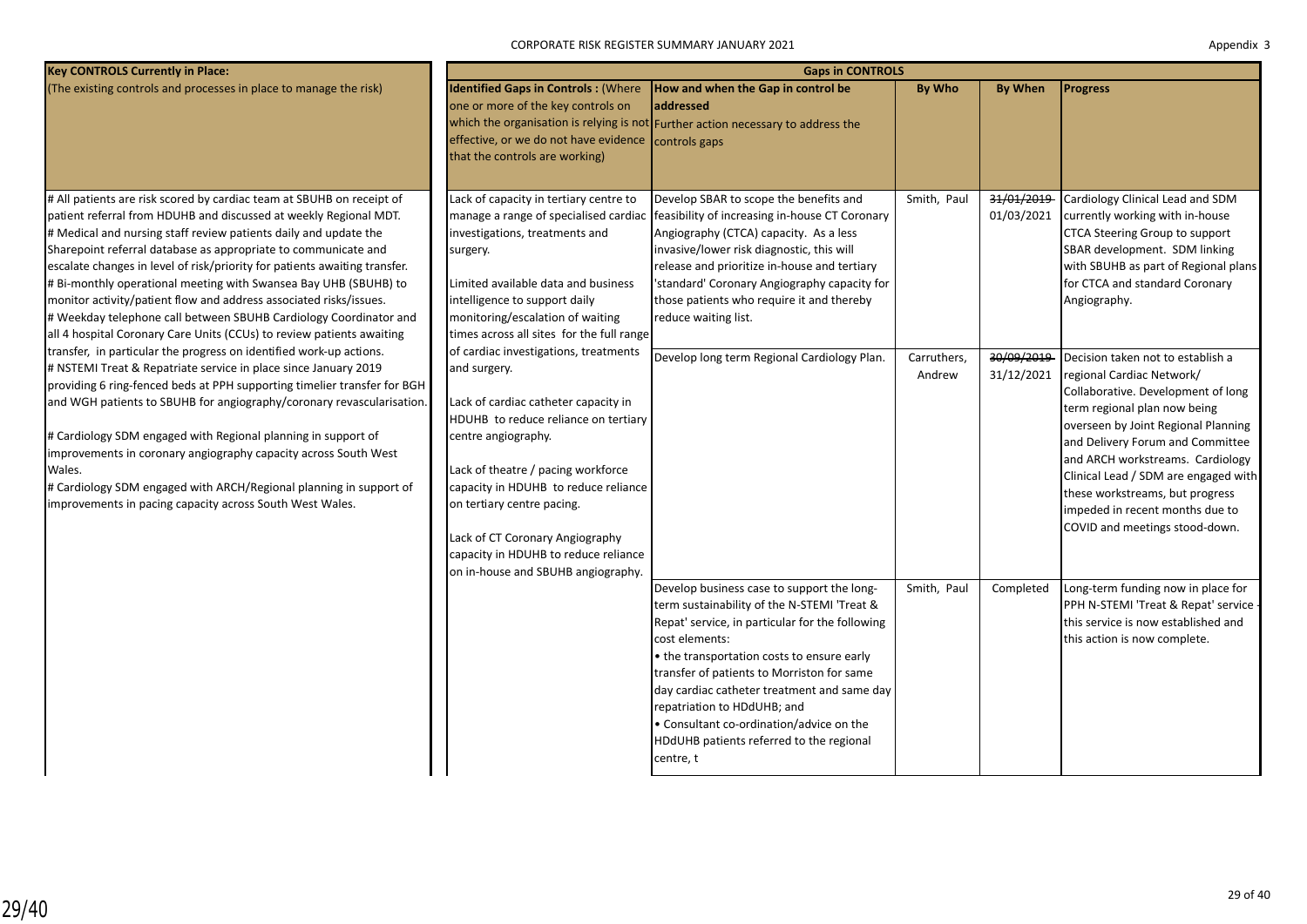CORPORATE RISK REGISTER SUMMARY JANUARY 2021

Appendix 3

| Key CONTROLS Currently in Place: | Gaps in CONTROLS | | | | |
|---|---|---|---|---|---|
| (The existing controls and processes in place to manage the risk) | **Identified Gaps in Controls :** (Where one or more of the key controls on which the organisation is relying is not effective, or we do not have evidence that the controls are working) | **How and when the Gap in control be addressed** Further action necessary to address the controls gaps | **By Who** | **By When** | **Progress** |
| # All patients are risk scored by cardiac team at SBUHB on receipt of patient referral from HDUHB and discussed at weekly Regional MDT.<br># Medical and nursing staff review patients daily and update the Sharepoint referral database as appropriate to communicate and escalate changes in level of risk/priority for patients awaiting transfer.<br># Bi-monthly operational meeting with Swansea Bay UHB (SBUHB) to monitor activity/patient flow and address associated risks/issues.<br># Weekday telephone call between SBUHB Cardiology Coordinator and all 4 hospital Coronary Care Units (CCUs) to review patients awaiting transfer, in particular the progress on identified work-up actions.<br># NSTEMI Treat & Repatriate service in place since January 2019 providing 6 ring-fenced beds at PPH supporting timelier transfer for BGH and WGH patients to SBUHB for angiography/coronary revascularisation.<br># Cardiology SDM engaged with Regional planning in support of improvements in coronary angiography capacity across South West Wales.<br># Cardiology SDM engaged with ARCH/Regional planning in support of improvements in pacing capacity across South West Wales. | Lack of capacity in tertiary centre to manage a range of specialised cardiac investigations, treatments and surgery.<br><br>Limited available data and business intelligence to support daily monitoring/escalation of waiting times across all sites for the full range of cardiac investigations, treatments and surgery.<br><br>Lack of cardiac catheter capacity in HDUHB to reduce reliance on tertiary centre angiography.<br><br>Lack of theatre / pacing workforce capacity in HDUHB to reduce reliance on tertiary centre pacing.<br><br>Lack of CT Coronary Angiography capacity in HDUHB to reduce reliance on in-house and SBUHB angiography. | Develop SBAR to scope the benefits and feasibility of increasing in-house CT Coronary Angiography (CTCA) capacity. As a less invasive/lower risk diagnostic, this will release and prioritize in-house and tertiary 'standard' Coronary Angiography capacity for those patients who require it and thereby reduce waiting list. | Smith, Paul | ~~31/01/2019~~ 01/03/2021 | Cardiology Clinical Lead and SDM currently working with in-house CTCA Steering Group to support SBAR development. SDM linking with SBUHB as part of Regional plans for CTCA and standard Coronary Angiography. |
| | | Develop long term Regional Cardiology Plan. | Carruthers, Andrew | ~~30/09/2019~~ 31/12/2021 | Decision taken not to establish a regional Cardiac Network/ Collaborative. Development of long term regional plan now being overseen by Joint Regional Planning and Delivery Forum and Committee and ARCH workstreams. Cardiology Clinical Lead / SDM are engaged with these workstreams, but progress impeded in recent months due to COVID and meetings stood-down. |
| | | Develop business case to support the long-term sustainability of the N-STEMI 'Treat & Repat' service, in particular for the following cost elements:<br>• the transportation costs to ensure early transfer of patients to Morriston for same day cardiac catheter treatment and same day repatriation to HDdUHB; and<br>• Consultant co-ordination/advice on the HDdUHB patients referred to the regional centre, t | Smith, Paul | Completed | Long-term funding now in place for PPH N-STEMI 'Treat & Repat' service - this service is now established and this action is now complete. |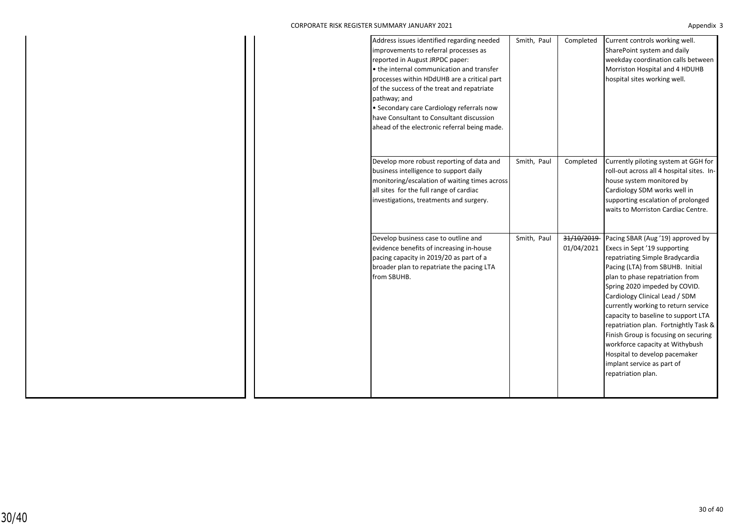| | | | | | |
|---|---|---|---|---|---|
| | | Address issues identified regarding needed improvements to referral processes as reported in August JRPDC paper:<br>• the internal communication and transfer processes within HDdUHB are a critical part of the success of the treat and repatriate pathway; and<br>• Secondary care Cardiology referrals now have Consultant to Consultant discussion ahead of the electronic referral being made. | Smith, Paul | Completed | Current controls working well. SharePoint system and daily weekday coordination calls between Morriston Hospital and 4 HDUHB hospital sites working well. |
| | | Develop more robust reporting of data and business intelligence to support daily monitoring/escalation of waiting times across all sites for the full range of cardiac investigations, treatments and surgery. | Smith, Paul | Completed | Currently piloting system at GGH for roll-out across all 4 hospital sites. In-house system monitored by Cardiology SDM works well in supporting escalation of prolonged waits to Morriston Cardiac Centre. |
| | | Develop business case to outline and evidence benefits of increasing in-house pacing capacity in 2019/20 as part of a broader plan to repatriate the pacing LTA from SBUHB. | Smith, Paul | ~~31/10/2019~~ 01/04/2021 | Pacing SBAR (Aug '19) approved by Execs in Sept '19 supporting repatriating Simple Bradycardia Pacing (LTA) from SBUHB. Initial plan to phase repatriation from Spring 2020 impeded by COVID. Cardiology Clinical Lead / SDM currently working to return service capacity to baseline to support LTA repatriation plan. Fortnightly Task & Finish Group is focusing on securing workforce capacity at Withybush Hospital to develop pacemaker implant service as part of repatriation plan. |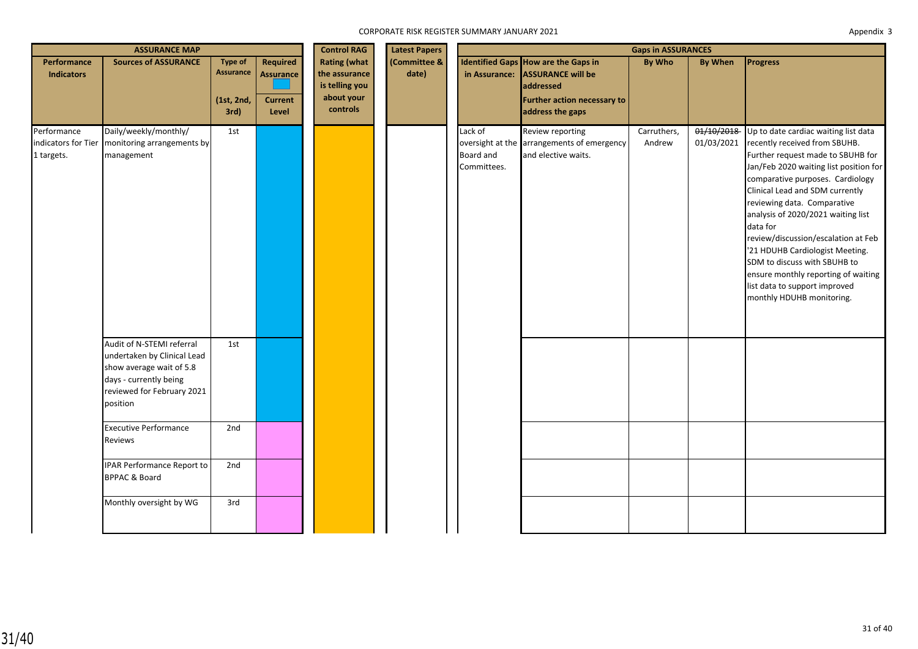Appendix 3

| ASSURANCE MAP | | | | Control RAG | Latest Papers | Gaps in ASSURANCES | | | | |
|---|---|---|---|---|---|---|---|---|---|---|
| **Performance Indicators** | **Sources of ASSURANCE** | **Type of Assurance (1st, 2nd, 3rd)** | **Required Assurance / Current Level** | **Rating (what the assurance is telling you about your controls** | **(Committee & date)** | **Identified Gaps in Assurance:** | **How are the Gaps in ASSURANCE will be addressed / Further action necessary to address the gaps** | **By Who** | **By When** | **Progress** |
| Performance indicators for Tier 1 targets. | Daily/weekly/monthly/ monitoring arrangements by management | 1st | | | | Lack of oversight at the Board and Committees. | Review reporting arrangements of emergency and elective waits. | Carruthers, Andrew | ~~01/10/2018~~ 01/03/2021 | Up to date cardiac waiting list data recently received from SBUHB. Further request made to SBUHB for Jan/Feb 2020 waiting list position for comparative purposes. Cardiology Clinical Lead and SDM currently reviewing data. Comparative analysis of 2020/2021 waiting list data for review/discussion/escalation at Feb '21 HDUHB Cardiologist Meeting. SDM to discuss with SBUHB to ensure monthly reporting of waiting list data to support improved monthly HDUHB monitoring. |
| | Audit of N-STEMI referral undertaken by Clinical Lead show average wait of 5.8 days - currently being reviewed for February 2021 position | 1st | | | | | | | | |
| | Executive Performance Reviews | 2nd | | | | | | | | |
| | IPAR Performance Report to BPPAC & Board | 2nd | | | | | | | | |
| | Monthly oversight by WG | 3rd | | | | | | | | |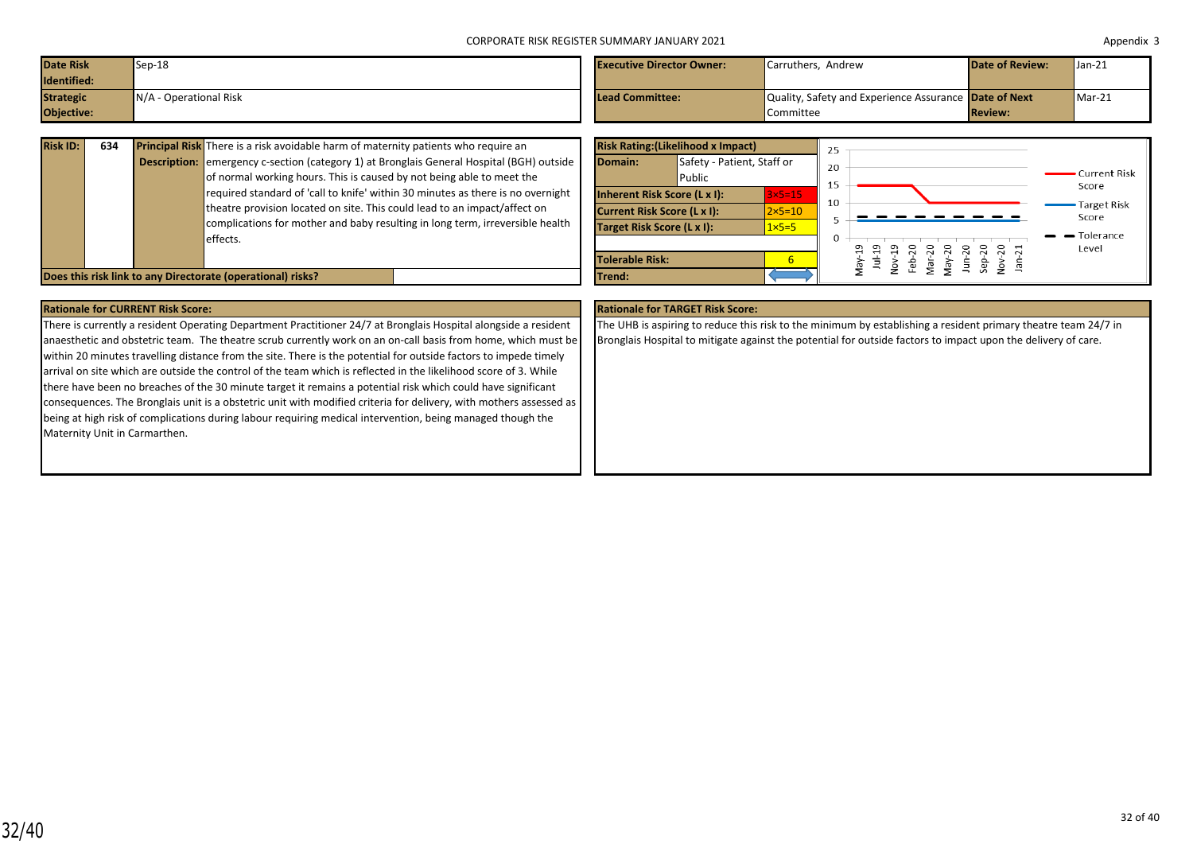CORPORATE RISK REGISTER SUMMARY JANUARY 2021

Appendix 3

| **Date Risk Identified:** | Sep-18 | **Executive Director Owner:** | Carruthers, Andrew | **Date of Review:** | Jan-21 |
|---|---|---|---|---|---|
| **Strategic Objective:** | N/A - Operational Risk | **Lead Committee:** | Quality, Safety and Experience Assurance Committee | **Date of Next Review:** | Mar-21 |

| **Risk ID:** | **634** | **Principal Risk Description:** | There is a risk avoidable harm of maternity patients who require an emergency c-section (category 1) at Bronglais General Hospital (BGH) outside of normal working hours. This is caused by not being able to meet the required standard of 'call to knife' within 30 minutes as there is no overnight theatre provision located on site. This could lead to an impact/affect on complications for mother and baby resulting in long term, irreversible health effects. |
|---|---|---|---|

**Does this risk link to any Directorate (operational) risks?**

| **Risk Rating:(Likelihood x Impact)** | |
|---|---|
| **Domain:** | Safety - Patient, Staff or Public |
| **Inherent Risk Score (L x I):** | 3×5=15 |
| **Current Risk Score (L x I):** | 2×5=10 |
| **Target Risk Score (L x I):** | 1×5=5 |
| **Tolerable Risk:** | 6 |
| **Trend:** | ↔ |

| Month | May-19 | Jul-19 | Nov-19 | Feb-20 | Mar-20 | May-20 | Jun-20 | Sep-20 | Nov-20 | Jan-21 |
|---|---|---|---|---|---|---|---|---|---|---|
| Current Risk Score | 15 | 15 | 15 | 15 | 10 | 10 | 10 | 10 | 10 | 10 |
| Target Risk Score | 5 | 5 | 5 | 5 | 5 | 5 | 5 | 5 | 5 | 5 |
| Tolerance Level | 6 | 6 | 6 | 6 | 6 | 6 | 6 | 6 | 6 | 6 |

**Rationale for CURRENT Risk Score:**

There is currently a resident Operating Department Practitioner 24/7 at Bronglais Hospital alongside a resident anaesthetic and obstetric team. The theatre scrub currently work on an on-call basis from home, which must be within 20 minutes travelling distance from the site. There is the potential for outside factors to impede timely arrival on site which are outside the control of the team which is reflected in the likelihood score of 3. While there have been no breaches of the 30 minute target it remains a potential risk which could have significant consequences. The Bronglais unit is a obstetric unit with modified criteria for delivery, with mothers assessed as being at high risk of complications during labour requiring medical intervention, being managed though the Maternity Unit in Carmarthen.

**Rationale for TARGET Risk Score:**

The UHB is aspiring to reduce this risk to the minimum by establishing a resident primary theatre team 24/7 in Bronglais Hospital to mitigate against the potential for outside factors to impact upon the delivery of care.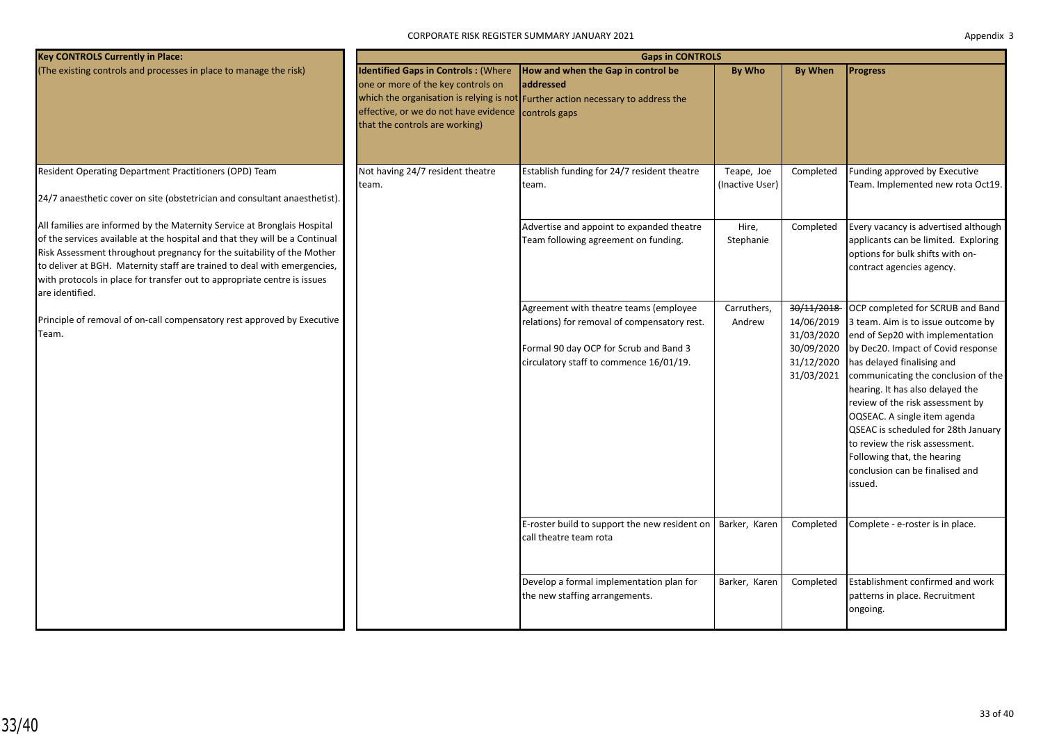| Key CONTROLS Currently in Place: (The existing controls and processes in place to manage the risk) | Gaps in CONTROLS | | | | |
|---|---|---|---|---|---|
| | **Identified Gaps in Controls :** (Where one or more of the key controls on which the organisation is relying is not effective, or we do not have evidence that the controls are working) | **How and when the Gap in control be addressed** Further action necessary to address the controls gaps | **By Who** | **By When** | **Progress** |
| Resident Operating Department Practitioners (OPD) Team<br><br>24/7 anaesthetic cover on site (obstetrician and consultant anaesthetist).<br><br>All families are informed by the Maternity Service at Bronglais Hospital of the services available at the hospital and that they will be a Continual Risk Assessment throughout pregnancy for the suitability of the Mother to deliver at BGH. Maternity staff are trained to deal with emergencies, with protocols in place for transfer out to appropriate centre is issues are identified.<br><br>Principle of removal of on-call compensatory rest approved by Executive Team. | Not having 24/7 resident theatre team. | Establish funding for 24/7 resident theatre team. | Teape, Joe (Inactive User) | Completed | Funding approved by Executive Team. Implemented new rota Oct19. |
| | | Advertise and appoint to expanded theatre Team following agreement on funding. | Hire, Stephanie | Completed | Every vacancy is advertised although applicants can be limited. Exploring options for bulk shifts with on-contract agencies agency. |
| | | Agreement with theatre teams (employee relations) for removal of compensatory rest.<br><br>Formal 90 day OCP for Scrub and Band 3 circulatory staff to commence 16/01/19. | Carruthers, Andrew | ~~30/11/2018~~ 14/06/2019 31/03/2020 30/09/2020 31/12/2020 31/03/2021 | OCP completed for SCRUB and Band 3 team. Aim is to issue outcome by end of Sep20 with implementation by Dec20. Impact of Covid response has delayed finalising and communicating the conclusion of the hearing. It has also delayed the review of the risk assessment by OQSEAC. A single item agenda QSEAC is scheduled for 28th January to review the risk assessment. Following that, the hearing conclusion can be finalised and issued. |
| | | E-roster build to support the new resident on call theatre team rota | Barker, Karen | Completed | Complete - e-roster is in place. |
| | | Develop a formal implementation plan for the new staffing arrangements. | Barker, Karen | Completed | Establishment confirmed and work patterns in place. Recruitment ongoing. |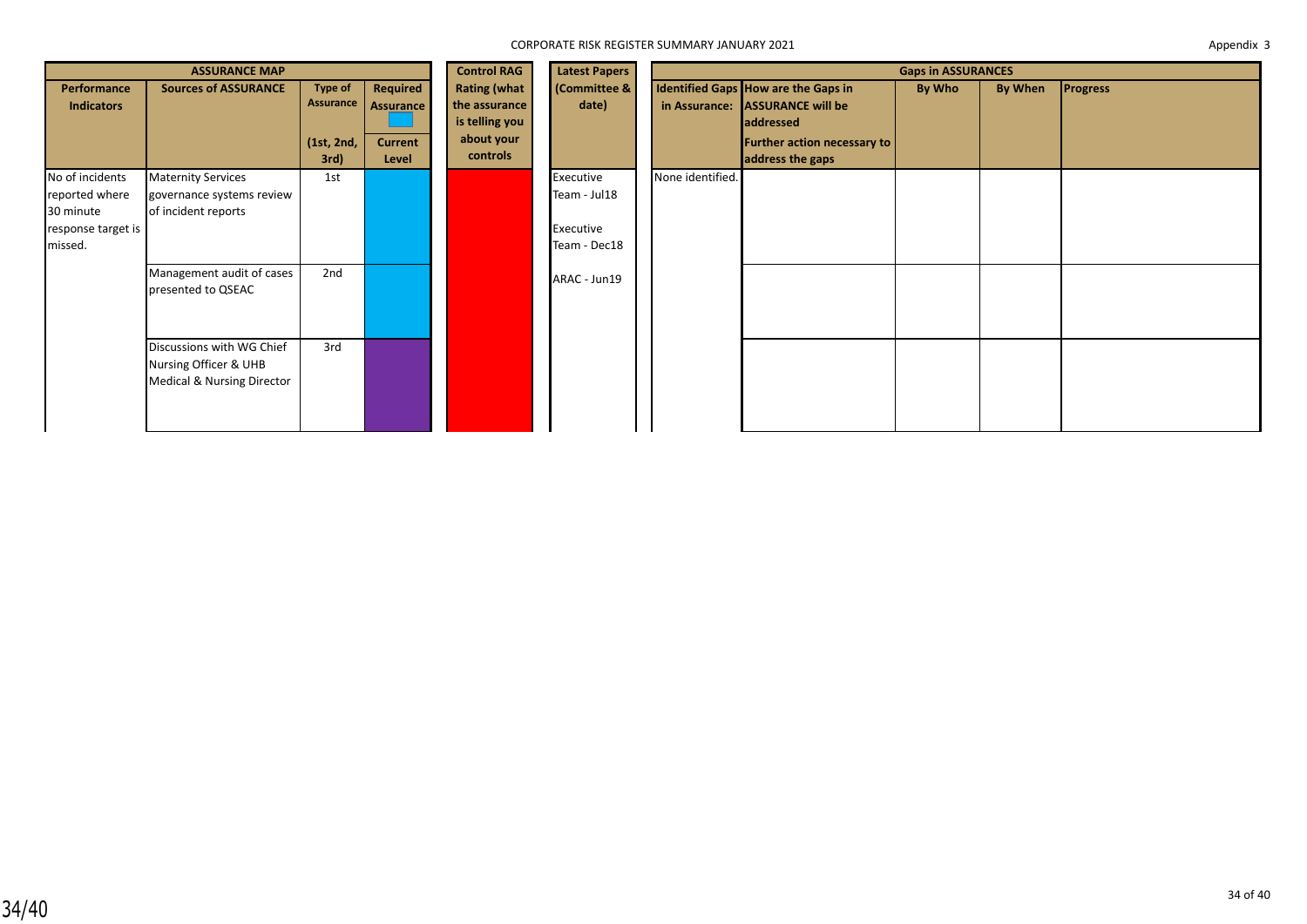CORPORATE RISK REGISTER SUMMARY JANUARY 2021

Appendix 3

| ASSURANCE MAP | | | | Control RAG Rating (what the assurance is telling you about your controls | Latest Papers (Committee & date) | Gaps in ASSURANCES | | | | |
|---|---|---|---|---|---|---|---|---|---|---|
| Performance Indicators | Sources of ASSURANCE | Type of Assurance (1st, 2nd, 3rd) | Required Assurance / Current Level | | | Identified Gaps in Assurance: | How are the Gaps in ASSURANCE will be addressed / Further action necessary to address the gaps | By Who | By When | Progress |
| No of incidents reported where 30 minute response target is missed. | Maternity Services governance systems review of incident reports | 1st | | | Executive Team - Jul18<br><br>Executive Team - Dec18 | None identified. | | | | |
| | Management audit of cases presented to QSEAC | 2nd | | | ARAC - Jun19 | | | | | |
| | Discussions with WG Chief Nursing Officer & UHB Medical & Nursing Director | 3rd | | | | | | | | |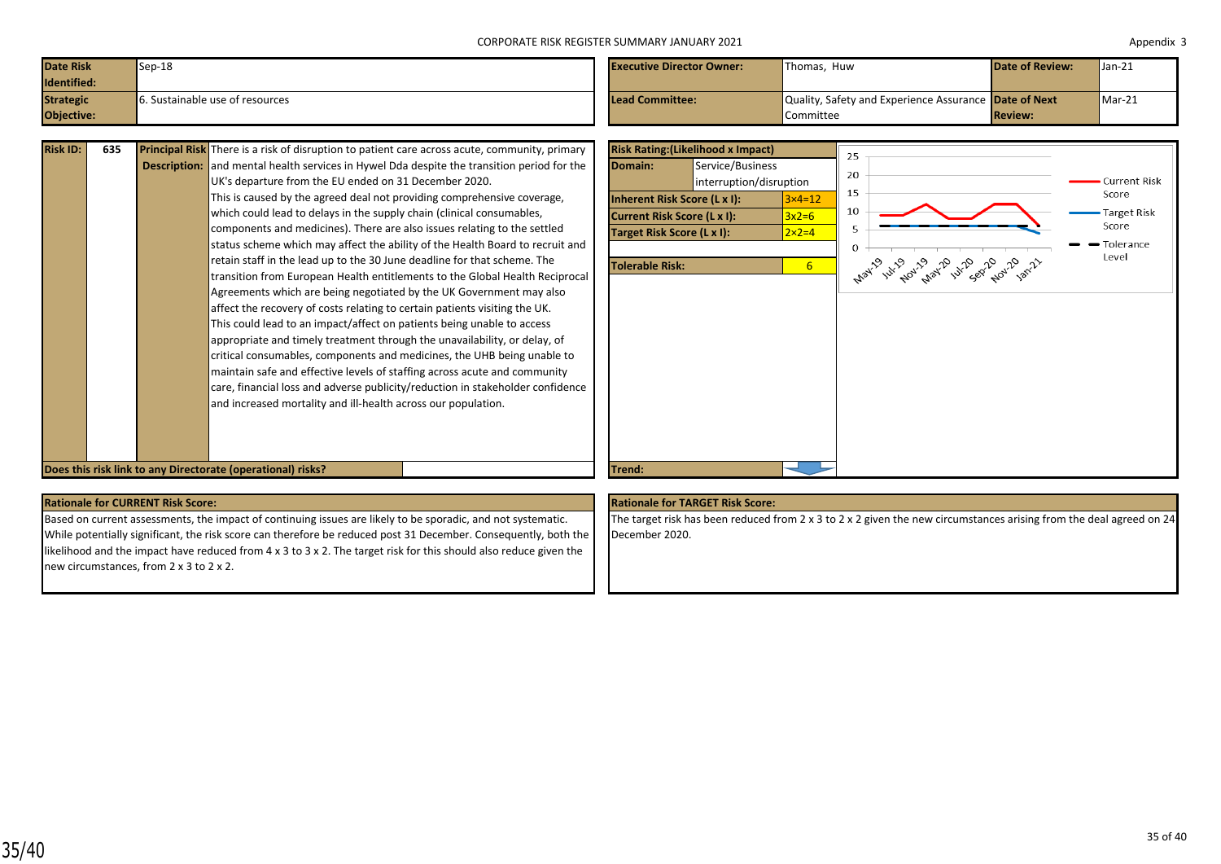CORPORATE RISK REGISTER SUMMARY JANUARY 2021

Appendix 3

| Date Risk Identified: | Sep-18 | Executive Director Owner: | Thomas, Huw | Date of Review: | Jan-21 |
|---|---|---|---|---|---|
| Strategic Objective: | 6. Sustainable use of resources | Lead Committee: | Quality, Safety and Experience Assurance Committee | Date of Next Review: | Mar-21 |

| Risk ID: | 635 | Principal Risk Description: | There is a risk of disruption to patient care across acute, community, primary and mental health services in Hywel Dda despite the transition period for the UK's departure from the EU ended on 31 December 2020. This is caused by the agreed deal not providing comprehensive coverage, which could lead to delays in the supply chain (clinical consumables, components and medicines). There are also issues relating to the settled status scheme which may affect the ability of the Health Board to recruit and retain staff in the lead up to the 30 June deadline for that scheme. The transition from European Health entitlements to the Global Health Reciprocal Agreements which are being negotiated by the UK Government may also affect the recovery of costs relating to certain patients visiting the UK. This could lead to an impact/affect on patients being unable to access appropriate and timely treatment through the unavailability, or delay, of critical consumables, components and medicines, the UHB being unable to maintain safe and effective levels of staffing across acute and community care, financial loss and adverse publicity/reduction in stakeholder confidence and increased mortality and ill-health across our population. |
|---|---|---|---|

**Does this risk link to any Directorate (operational) risks?**

| Risk Rating:(Likelihood x Impact) | |
|---|---|
| Domain: | Service/Business interruption/disruption |
| Inherent Risk Score (L x I): | 3×4=12 |
| Current Risk Score (L x I): | 3x2=6 |
| Target Risk Score (L x I): | 2×2=4 |
| Tolerable Risk: | 6 |
| Trend: | ↓ |

Chart: Current Risk Score, Target Risk Score, Tolerance Level (May-19 to Jan-21)

**Rationale for CURRENT Risk Score:**

Based on current assessments, the impact of continuing issues are likely to be sporadic, and not systematic. While potentially significant, the risk score can therefore be reduced post 31 December. Consequently, both the likelihood and the impact have reduced from 4 x 3 to 3 x 2. The target risk for this should also reduce given the new circumstances, from 2 x 3 to 2 x 2.

**Rationale for TARGET Risk Score:**

The target risk has been reduced from 2 x 3 to 2 x 2 given the new circumstances arising from the deal agreed on 24 December 2020.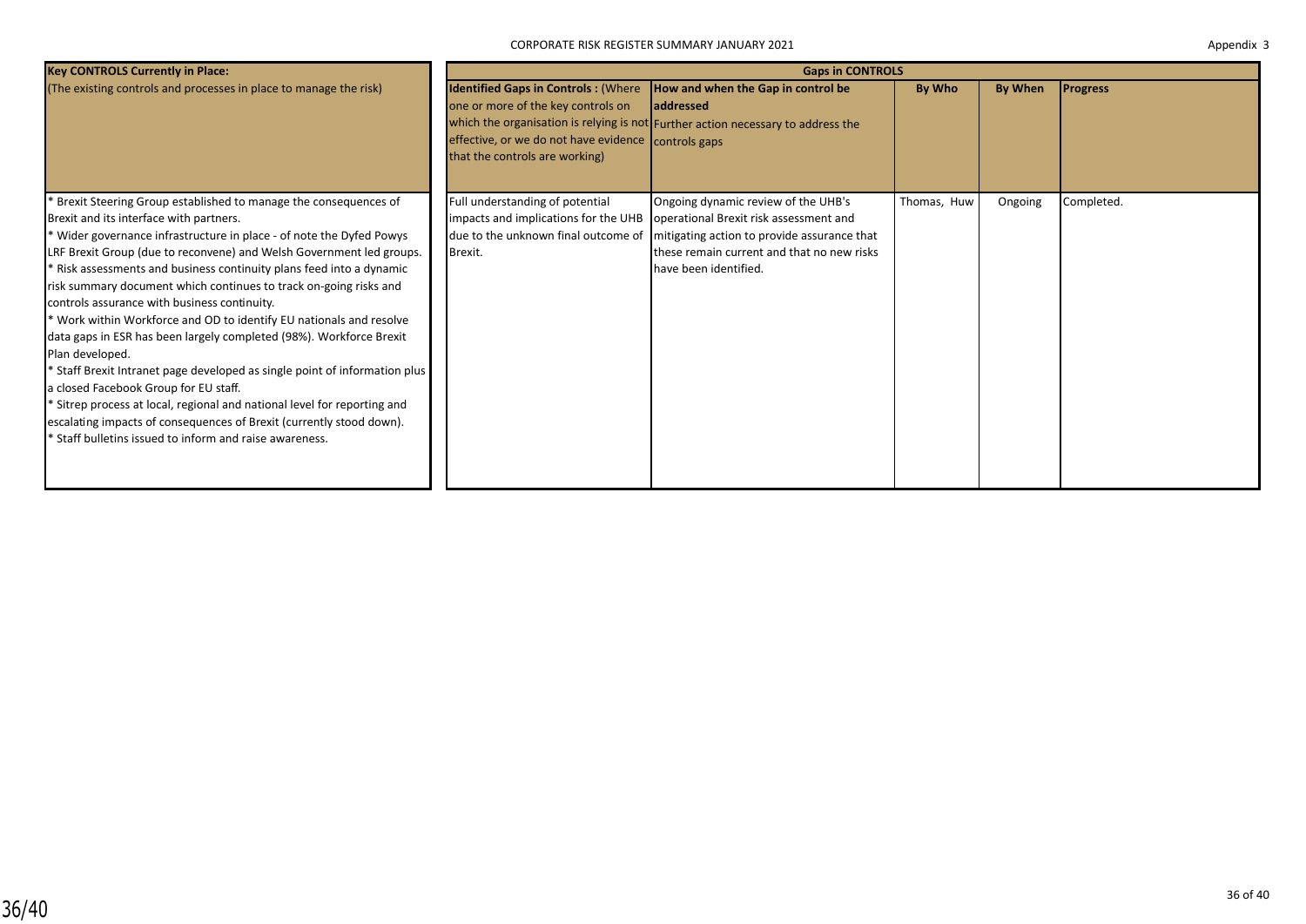CORPORATE RISK REGISTER SUMMARY JANUARY 2021

Appendix 3

| Key CONTROLS Currently in Place: | Gaps in CONTROLS | | | | |
|---|---|---|---|---|---|
| (The existing controls and processes in place to manage the risk) | **Identified Gaps in Controls :** (Where one or more of the key controls on which the organisation is relying is not effective, or we do not have evidence that the controls are working) | **How and when the Gap in control be addressed** Further action necessary to address the controls gaps | **By Who** | **By When** | **Progress** |
| * Brexit Steering Group established to manage the consequences of Brexit and its interface with partners.<br>* Wider governance infrastructure in place - of note the Dyfed Powys LRF Brexit Group (due to reconvene) and Welsh Government led groups.<br>* Risk assessments and business continuity plans feed into a dynamic risk summary document which continues to track on-going risks and controls assurance with business continuity.<br>* Work within Workforce and OD to identify EU nationals and resolve data gaps in ESR has been largely completed (98%). Workforce Brexit Plan developed.<br>* Staff Brexit Intranet page developed as single point of information plus a closed Facebook Group for EU staff.<br>* Sitrep process at local, regional and national level for reporting and escalating impacts of consequences of Brexit (currently stood down).<br>* Staff bulletins issued to inform and raise awareness. | Full understanding of potential impacts and implications for the UHB due to the unknown final outcome of Brexit. | Ongoing dynamic review of the UHB's operational Brexit risk assessment and mitigating action to provide assurance that these remain current and that no new risks have been identified. | Thomas, Huw | Ongoing | Completed. |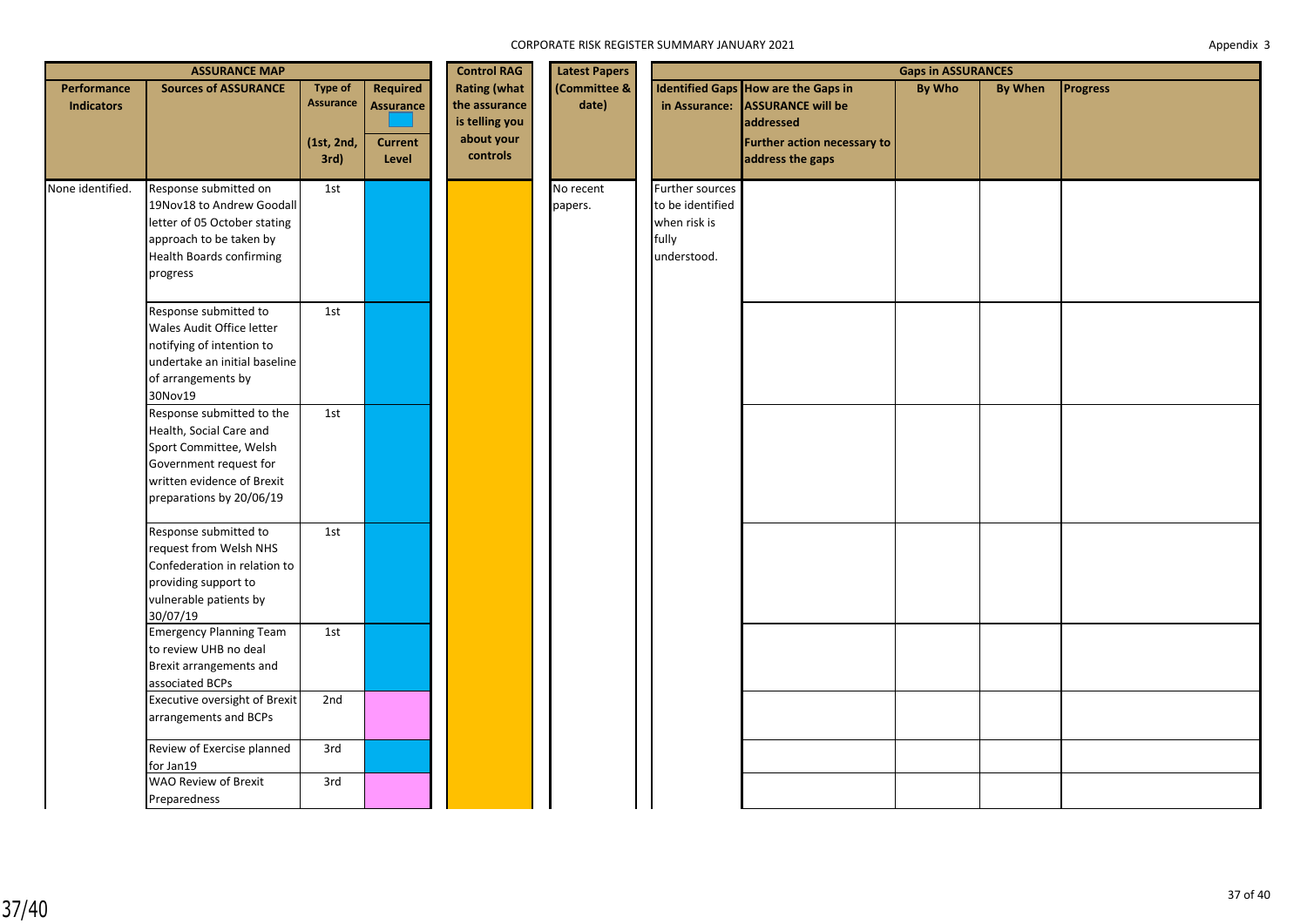CORPORATE RISK REGISTER SUMMARY JANUARY 2021

Appendix 3

| ASSURANCE MAP | | | | Control RAG | Latest Papers | Gaps in ASSURANCES | | | | |
|---|---|---|---|---|---|---|---|---|---|---|
| **Performance Indicators** | **Sources of ASSURANCE** | **Type of Assurance (1st, 2nd, 3rd)** | **Required Assurance / Current Level** | **Rating (what the assurance is telling you about your controls** | **(Committee & date)** | **Identified Gaps in Assurance:** | **How are the Gaps in ASSURANCE will be addressed / Further action necessary to address the gaps** | **By Who** | **By When** | **Progress** |
| None identified. | Response submitted on 19Nov18 to Andrew Goodall letter of 05 October stating approach to be taken by Health Boards confirming progress | 1st | | | No recent papers. | Further sources to be identified when risk is fully understood. | | | | |
| | Response submitted to Wales Audit Office letter notifying of intention to undertake an initial baseline of arrangements by 30Nov19 | 1st | | | | | | | | |
| | Response submitted to the Health, Social Care and Sport Committee, Welsh Government request for written evidence of Brexit preparations by 20/06/19 | 1st | | | | | | | | |
| | Response submitted to request from Welsh NHS Confederation in relation to providing support to vulnerable patients by 30/07/19 | 1st | | | | | | | | |
| | Emergency Planning Team to review UHB no deal Brexit arrangements and associated BCPs | 1st | | | | | | | | |
| | Executive oversight of Brexit arrangements and BCPs | 2nd | | | | | | | | |
| | Review of Exercise planned for Jan19 | 3rd | | | | | | | | |
| | WAO Review of Brexit Preparedness | 3rd | | | | | | | | |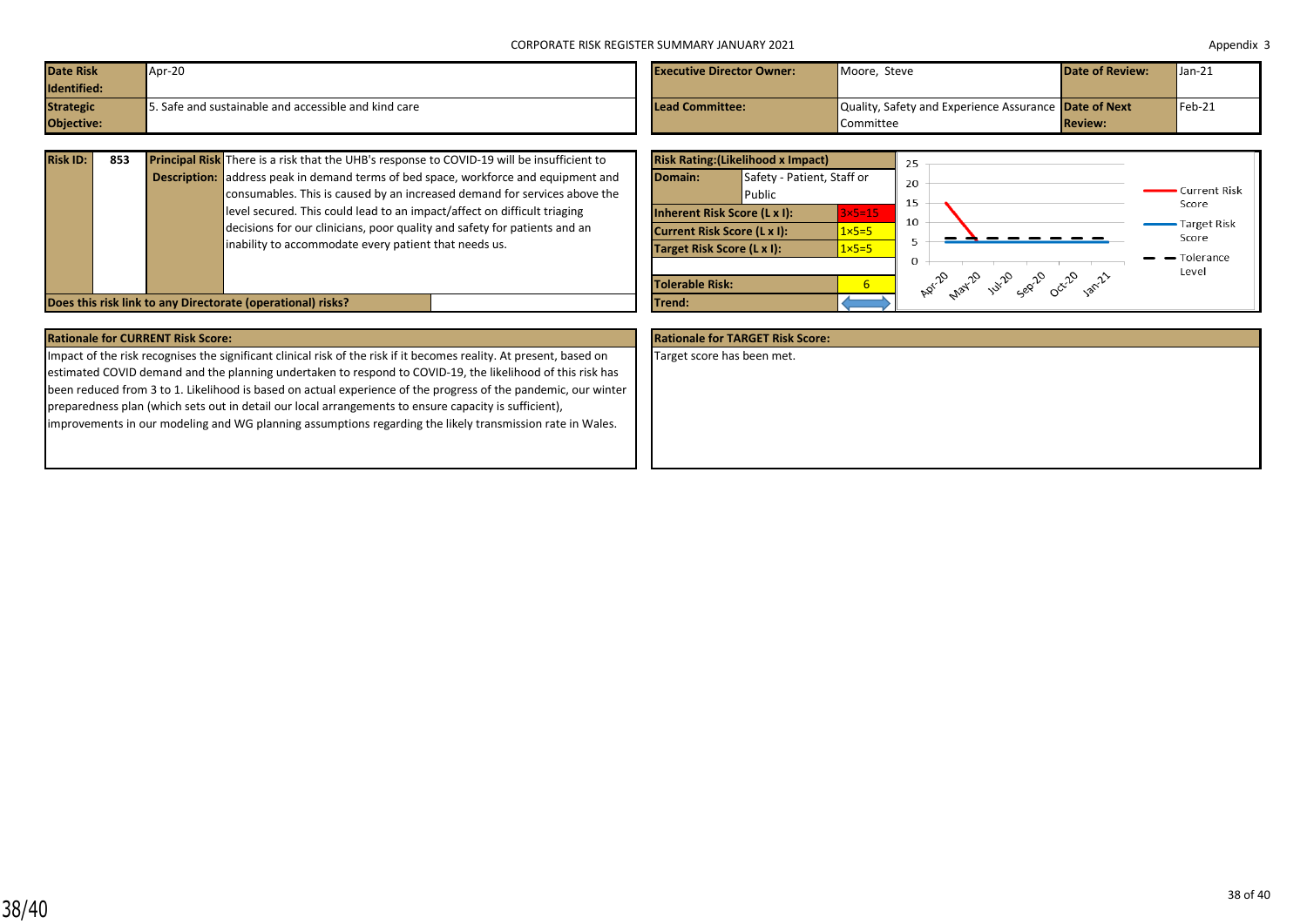CORPORATE RISK REGISTER SUMMARY JANUARY 2021

Appendix 3

| Date Risk Identified: | Apr-20 | Executive Director Owner: | Moore, Steve | Date of Review: | Jan-21 |
|---|---|---|---|---|---|
| Strategic Objective: | 5. Safe and sustainable and accessible and kind care | Lead Committee: | Quality, Safety and Experience Assurance Committee | Date of Next Review: | Feb-21 |

| Risk ID: | 853 | Principal Risk Description: | There is a risk that the UHB's response to COVID-19 will be insufficient to address peak in demand terms of bed space, workforce and equipment and consumables. This is caused by an increased demand for services above the level secured. This could lead to an impact/affect on difficult triaging decisions for our clinicians, poor quality and safety for patients and an inability to accommodate every patient that needs us. |
|---|---|---|---|
| Does this risk link to any Directorate (operational) risks? | | | |

| Risk Rating:(Likelihood x Impact) | |
|---|---|
| Domain: | Safety - Patient, Staff or Public |
| Inherent Risk Score (L x I): | 3×5=15 |
| Current Risk Score (L x I): | 1×5=5 |
| Target Risk Score (L x I): | 1×5=5 |
| Tolerable Risk: | 6 |
| Trend: | ⟺ |

Chart: Current Risk Score, Target Risk Score, Tolerance Level (Apr-20 to Jan-21)

**Rationale for CURRENT Risk Score:**

Impact of the risk recognises the significant clinical risk of the risk if it becomes reality. At present, based on estimated COVID demand and the planning undertaken to respond to COVID-19, the likelihood of this risk has been reduced from 3 to 1. Likelihood is based on actual experience of the progress of the pandemic, our winter preparedness plan (which sets out in detail our local arrangements to ensure capacity is sufficient), improvements in our modeling and WG planning assumptions regarding the likely transmission rate in Wales.

**Rationale for TARGET Risk Score:**

Target score has been met.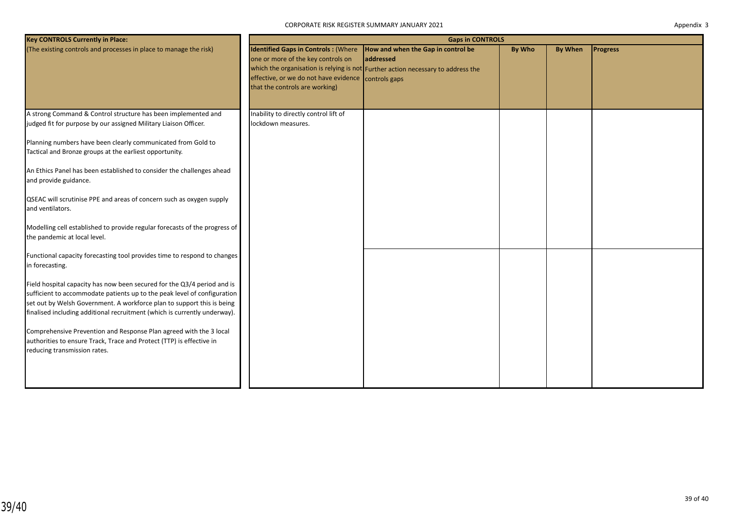| Key CONTROLS Currently in Place: (The existing controls and processes in place to manage the risk) | Gaps in CONTROLS | | | | |
|---|---|---|---|---|---|
| | **Identified Gaps in Controls :** (Where one or more of the key controls on which the organisation is relying is not effective, or we do not have evidence that the controls are working) | **How and when the Gap in control be addressed** Further action necessary to address the controls gaps | **By Who** | **By When** | **Progress** |
| A strong Command & Control structure has been implemented and judged fit for purpose by our assigned Military Liaison Officer.<br><br>Planning numbers have been clearly communicated from Gold to Tactical and Bronze groups at the earliest opportunity.<br><br>An Ethics Panel has been established to consider the challenges ahead and provide guidance.<br><br>QSEAC will scrutinise PPE and areas of concern such as oxygen supply and ventilators.<br><br>Modelling cell established to provide regular forecasts of the progress of the pandemic at local level.<br><br>Functional capacity forecasting tool provides time to respond to changes in forecasting.<br><br>Field hospital capacity has now been secured for the Q3/4 period and is sufficient to accommodate patients up to the peak level of configuration set out by Welsh Government. A workforce plan to support this is being finalised including additional recruitment (which is currently underway).<br><br>Comprehensive Prevention and Response Plan agreed with the 3 local authorities to ensure Track, Trace and Protect (TTP) is effective in reducing transmission rates. | Inability to directly control lift of lockdown measures. | | | | |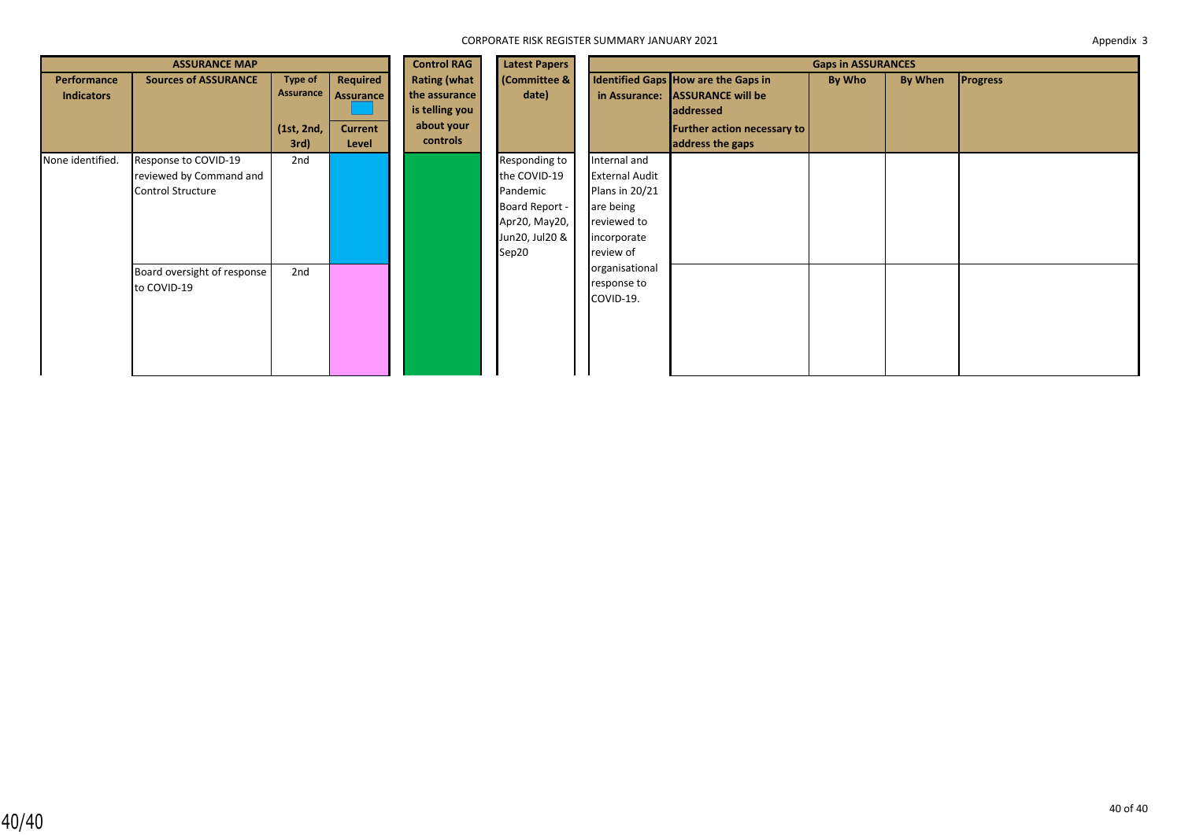CORPORATE RISK REGISTER SUMMARY JANUARY 2021

Appendix 3

| ASSURANCE MAP | | | | Control RAG | Latest Papers | Gaps in ASSURANCES | | | | |
|---|---|---|---|---|---|---|---|---|---|---|
| Performance Indicators | Sources of ASSURANCE | Type of Assurance (1st, 2nd, 3rd) | Required Assurance / Current Level | Rating (what the assurance is telling you about your controls | (Committee & date) | Identified Gaps in Assurance: | How are the Gaps in ASSURANCE will be addressed / Further action necessary to address the gaps | By Who | By When | Progress |
| None identified. | Response to COVID-19 reviewed by Command and Control Structure | 2nd | | | Responding to the COVID-19 Pandemic Board Report - Apr20, May20, Jun20, Jul20 & Sep20 | Internal and External Audit Plans in 20/21 are being reviewed to incorporate review of organisational response to COVID-19. | | | | |
| | Board oversight of response to COVID-19 | 2nd | | | | | | | | |